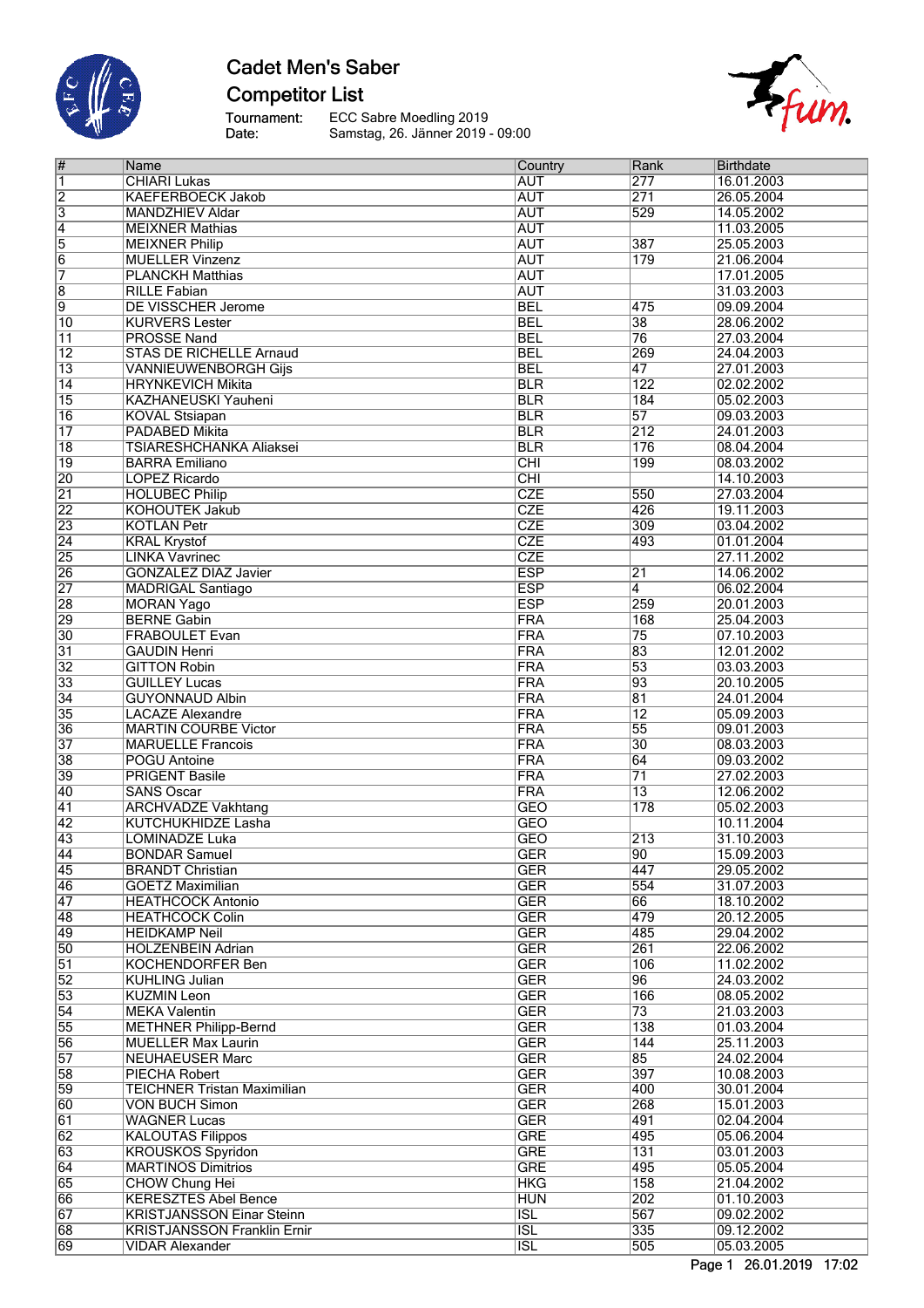# Cadet Men's Saber

## Competitor List

Tournament: ECC Sabre Moedling 2019
Date: Samstag, 26. Jänner 2019 - 09:00

| # | Name | Country | Rank | Birthdate |
|---|---|---|---|---|
| 1 | CHIARI Lukas | AUT | 277 | 16.01.2003 |
| 2 | KAEFERBOECK Jakob | AUT | 271 | 26.05.2004 |
| 3 | MANDZHIEV Aldar | AUT | 529 | 14.05.2002 |
| 4 | MEIXNER Mathias | AUT | | 11.03.2005 |
| 5 | MEIXNER Philip | AUT | 387 | 25.05.2003 |
| 6 | MUELLER Vinzenz | AUT | 179 | 21.06.2004 |
| 7 | PLANCKH Matthias | AUT | | 17.01.2005 |
| 8 | RILLE Fabian | AUT | | 31.03.2003 |
| 9 | DE VISSCHER Jerome | BEL | 475 | 09.09.2004 |
| 10 | KURVERS Lester | BEL | 38 | 28.06.2002 |
| 11 | PROSSE Nand | BEL | 76 | 27.03.2004 |
| 12 | STAS DE RICHELLE Arnaud | BEL | 269 | 24.04.2003 |
| 13 | VANNIEUWENBORGH Gijs | BEL | 47 | 27.01.2003 |
| 14 | HRYNKEVICH Mikita | BLR | 122 | 02.02.2002 |
| 15 | KAZHANEUSKI Yauheni | BLR | 184 | 05.02.2003 |
| 16 | KOVAL Stsiapan | BLR | 57 | 09.03.2003 |
| 17 | PADABED Mikita | BLR | 212 | 24.01.2003 |
| 18 | TSIARESHCHANKA Aliaksei | BLR | 176 | 08.04.2004 |
| 19 | BARRA Emiliano | CHI | 199 | 08.03.2002 |
| 20 | LOPEZ Ricardo | CHI | | 14.10.2003 |
| 21 | HOLUBEC Philip | CZE | 550 | 27.03.2004 |
| 22 | KOHOUTEK Jakub | CZE | 426 | 19.11.2003 |
| 23 | KOTLAN Petr | CZE | 309 | 03.04.2002 |
| 24 | KRAL Krystof | CZE | 493 | 01.01.2004 |
| 25 | LINKA Vavrinec | CZE | | 27.11.2002 |
| 26 | GONZALEZ DIAZ Javier | ESP | 21 | 14.06.2002 |
| 27 | MADRIGAL Santiago | ESP | 4 | 06.02.2004 |
| 28 | MORAN Yago | ESP | 259 | 20.01.2003 |
| 29 | BERNE Gabin | FRA | 168 | 25.04.2003 |
| 30 | FRABOULET Evan | FRA | 75 | 07.10.2003 |
| 31 | GAUDIN Henri | FRA | 83 | 12.01.2002 |
| 32 | GITTON Robin | FRA | 53 | 03.03.2003 |
| 33 | GUILLEY Lucas | FRA | 93 | 20.10.2005 |
| 34 | GUYONNAUD Albin | FRA | 81 | 24.01.2004 |
| 35 | LACAZE Alexandre | FRA | 12 | 05.09.2003 |
| 36 | MARTIN COURBE Victor | FRA | 55 | 09.01.2003 |
| 37 | MARUELLE Francois | FRA | 30 | 08.03.2003 |
| 38 | POGU Antoine | FRA | 64 | 09.03.2002 |
| 39 | PRIGENT Basile | FRA | 71 | 27.02.2003 |
| 40 | SANS Oscar | FRA | 13 | 12.06.2002 |
| 41 | ARCHVADZE Vakhtang | GEO | 178 | 05.02.2003 |
| 42 | KUTCHUKHIDZE Lasha | GEO | | 10.11.2004 |
| 43 | LOMINADZE Luka | GEO | 213 | 31.10.2003 |
| 44 | BONDAR Samuel | GER | 90 | 15.09.2003 |
| 45 | BRANDT Christian | GER | 447 | 29.05.2002 |
| 46 | GOETZ Maximilian | GER | 554 | 31.07.2003 |
| 47 | HEATHCOCK Antonio | GER | 66 | 18.10.2002 |
| 48 | HEATHCOCK Colin | GER | 479 | 20.12.2005 |
| 49 | HEIDKAMP Neil | GER | 485 | 29.04.2002 |
| 50 | HOLZENBEIN Adrian | GER | 261 | 22.06.2002 |
| 51 | KOCHENDORFER Ben | GER | 106 | 11.02.2002 |
| 52 | KUHLING Julian | GER | 96 | 24.03.2002 |
| 53 | KUZMIN Leon | GER | 166 | 08.05.2002 |
| 54 | MEKA Valentin | GER | 73 | 21.03.2003 |
| 55 | METHNER Philipp-Bernd | GER | 138 | 01.03.2004 |
| 56 | MUELLER Max Laurin | GER | 144 | 25.11.2003 |
| 57 | NEUHAEUSER Marc | GER | 85 | 24.02.2004 |
| 58 | PIECHA Robert | GER | 397 | 10.08.2003 |
| 59 | TEICHNER Tristan Maximilian | GER | 400 | 30.01.2004 |
| 60 | VON BUCH Simon | GER | 268 | 15.01.2003 |
| 61 | WAGNER Lucas | GER | 491 | 02.04.2004 |
| 62 | KALOUTAS Filippos | GRE | 495 | 05.06.2004 |
| 63 | KROUSKOS Spyridon | GRE | 131 | 03.01.2003 |
| 64 | MARTINOS Dimitrios | GRE | 495 | 05.05.2004 |
| 65 | CHOW Chung Hei | HKG | 158 | 21.04.2002 |
| 66 | KERESZTES Abel Bence | HUN | 202 | 01.10.2003 |
| 67 | KRISTJANSSON Einar Steinn | ISL | 567 | 09.02.2002 |
| 68 | KRISTJANSSON Franklin Ernir | ISL | 335 | 09.12.2002 |
| 69 | VIDAR Alexander | ISL | 505 | 05.03.2005 |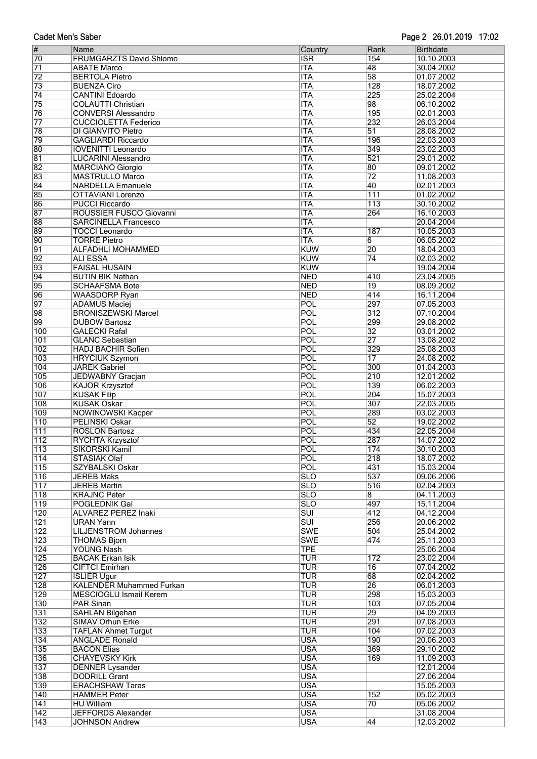| # | Name | Country | Rank | Birthdate |
|---|---|---|---|---|
| 70 | FRUMGARZTS David Shlomo | ISR | 154 | 10.10.2003 |
| 71 | ABATE Marco | ITA | 48 | 30.04.2002 |
| 72 | BERTOLA Pietro | ITA | 58 | 01.07.2002 |
| 73 | BUENZA Ciro | ITA | 128 | 18.07.2002 |
| 74 | CANTINI Edoardo | ITA | 225 | 25.02.2004 |
| 75 | COLAUTTI Christian | ITA | 98 | 06.10.2002 |
| 76 | CONVERSI Alessandro | ITA | 195 | 02.01.2003 |
| 77 | CUCCIOLETTA Federico | ITA | 232 | 26.03.2004 |
| 78 | DI GIANVITO Pietro | ITA | 51 | 28.08.2002 |
| 79 | GAGLIARDI Riccardo | ITA | 196 | 22.03.2003 |
| 80 | IOVENITTI Leonardo | ITA | 349 | 23.02.2003 |
| 81 | LUCARINI Alessandro | ITA | 521 | 29.01.2002 |
| 82 | MARCIANO Giorgio | ITA | 80 | 09.01.2002 |
| 83 | MASTRULLO Marco | ITA | 72 | 11.08.2003 |
| 84 | NARDELLA Emanuele | ITA | 40 | 02.01.2003 |
| 85 | OTTAVIANI Lorenzo | ITA | 111 | 01.02.2002 |
| 86 | PUCCI Riccardo | ITA | 113 | 30.10.2002 |
| 87 | ROUSSIER FUSCO Giovanni | ITA | 264 | 16.10.2003 |
| 88 | SARCINELLA Francesco | ITA | | 20.04.2004 |
| 89 | TOCCI Leonardo | ITA | 187 | 10.05.2003 |
| 90 | TORRE Pietro | ITA | 6 | 06.05.2002 |
| 91 | ALFADHLI MOHAMMED | KUW | 20 | 18.04.2003 |
| 92 | ALI ESSA | KUW | 74 | 02.03.2002 |
| 93 | FAISAL HUSAIN | KUW | | 19.04.2004 |
| 94 | BUTIN BIK Nathan | NED | 410 | 23.04.2005 |
| 95 | SCHAAFSMA Bote | NED | 19 | 08.09.2002 |
| 96 | WAASDORP Ryan | NED | 414 | 16.11.2004 |
| 97 | ADAMUS Maciej | POL | 297 | 07.05.2003 |
| 98 | BRONISZEWSKI Marcel | POL | 312 | 07.10.2004 |
| 99 | DUBOW Bartosz | POL | 299 | 29.08.2002 |
| 100 | GALECKI Rafal | POL | 32 | 03.01.2002 |
| 101 | GLANC Sebastian | POL | 27 | 13.08.2002 |
| 102 | HADJ BACHIR Sofien | POL | 329 | 25.08.2003 |
| 103 | HRYCIUK Szymon | POL | 17 | 24.08.2002 |
| 104 | JAREK Gabriel | POL | 300 | 01.04.2003 |
| 105 | JEDWABNY Gracjan | POL | 210 | 12.01.2002 |
| 106 | KAJOR Krzysztof | POL | 139 | 06.02.2003 |
| 107 | KUSAK Filip | POL | 204 | 15.07.2003 |
| 108 | KUSAK Oskar | POL | 307 | 22.03.2005 |
| 109 | NOWINOWSKI Kacper | POL | 289 | 03.02.2003 |
| 110 | PELINSKI Oskar | POL | 52 | 19.02.2002 |
| 111 | ROSLON Bartosz | POL | 434 | 22.05.2004 |
| 112 | RYCHTA Krzysztof | POL | 287 | 14.07.2002 |
| 113 | SIKORSKI Kamil | POL | 174 | 30.10.2003 |
| 114 | STASIAK Olaf | POL | 218 | 18.07.2002 |
| 115 | SZYBALSKI Oskar | POL | 431 | 15.03.2004 |
| 116 | JEREB Maks | SLO | 537 | 09.06.2006 |
| 117 | JEREB Martin | SLO | 516 | 02.04.2003 |
| 118 | KRAJNC Peter | SLO | 8 | 04.11.2003 |
| 119 | POGLEDNIK Gal | SLO | 497 | 15.11.2004 |
| 120 | ALVAREZ PEREZ Inaki | SUI | 412 | 04.12.2004 |
| 121 | URAN Yann | SUI | 256 | 20.06.2002 |
| 122 | LILJENSTROM Johannes | SWE | 504 | 25.04.2002 |
| 123 | THOMAS Bjorn | SWE | 474 | 25.11.2003 |
| 124 | YOUNG Nash | TPE | | 25.06.2004 |
| 125 | BACAK Erkan Isik | TUR | 172 | 23.02.2004 |
| 126 | CIFTCI Emirhan | TUR | 16 | 07.04.2002 |
| 127 | ISLIER Ugur | TUR | 68 | 02.04.2002 |
| 128 | KALENDER Muhammed Furkan | TUR | 26 | 06.01.2003 |
| 129 | MESCIOGLU Ismail Kerem | TUR | 298 | 15.03.2003 |
| 130 | PAR Sinan | TUR | 103 | 07.05.2004 |
| 131 | SAHLAN Bilgehan | TUR | 29 | 04.09.2003 |
| 132 | SIMAV Orhun Erke | TUR | 291 | 07.08.2003 |
| 133 | TAFLAN Ahmet Turgut | TUR | 104 | 07.02.2003 |
| 134 | ANGLADE Ronald | USA | 190 | 20.06.2003 |
| 135 | BACON Elias | USA | 369 | 29.10.2002 |
| 136 | CHAYEVSKY Kirk | USA | 169 | 11.09.2003 |
| 137 | DENNER Lysander | USA | | 12.01.2004 |
| 138 | DODRILL Grant | USA | | 27.06.2004 |
| 139 | ERACHSHAW Taras | USA | | 15.05.2003 |
| 140 | HAMMER Peter | USA | 152 | 05.02.2003 |
| 141 | HU William | USA | 70 | 05.06.2002 |
| 142 | JEFFORDS Alexander | USA | | 31.08.2004 |
| 143 | JOHNSON Andrew | USA | 44 | 12.03.2002 |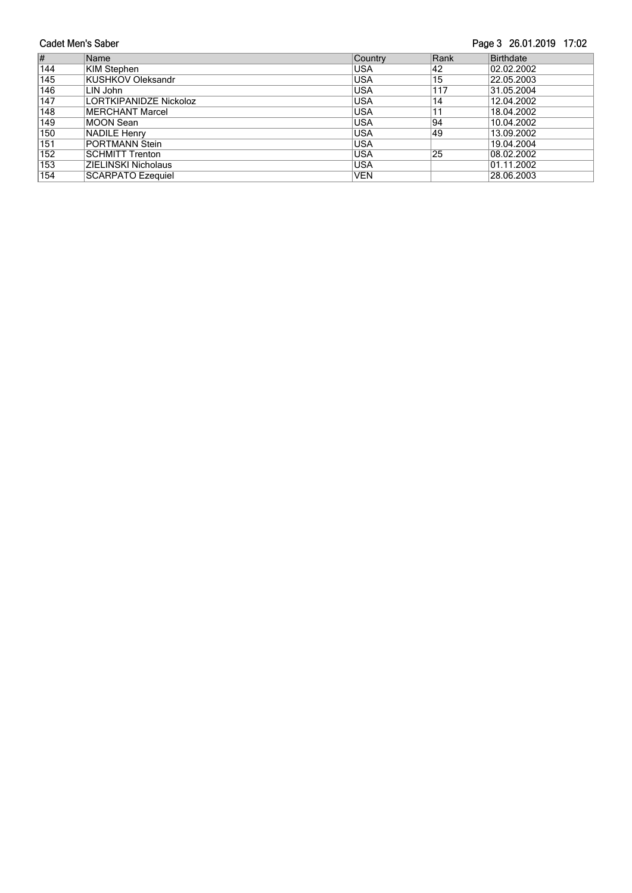| # | Name | Country | Rank | Birthdate |
|---|---|---|---|---|
| 144 | KIM Stephen | USA | 42 | 02.02.2002 |
| 145 | KUSHKOV Oleksandr | USA | 15 | 22.05.2003 |
| 146 | LIN John | USA | 117 | 31.05.2004 |
| 147 | LORTKIPANIDZE Nickoloz | USA | 14 | 12.04.2002 |
| 148 | MERCHANT Marcel | USA | 11 | 18.04.2002 |
| 149 | MOON Sean | USA | 94 | 10.04.2002 |
| 150 | NADILE Henry | USA | 49 | 13.09.2002 |
| 151 | PORTMANN Stein | USA | | 19.04.2004 |
| 152 | SCHMITT Trenton | USA | 25 | 08.02.2002 |
| 153 | ZIELINSKI Nicholaus | USA | | 01.11.2002 |
| 154 | SCARPATO Ezequiel | VEN | | 28.06.2003 |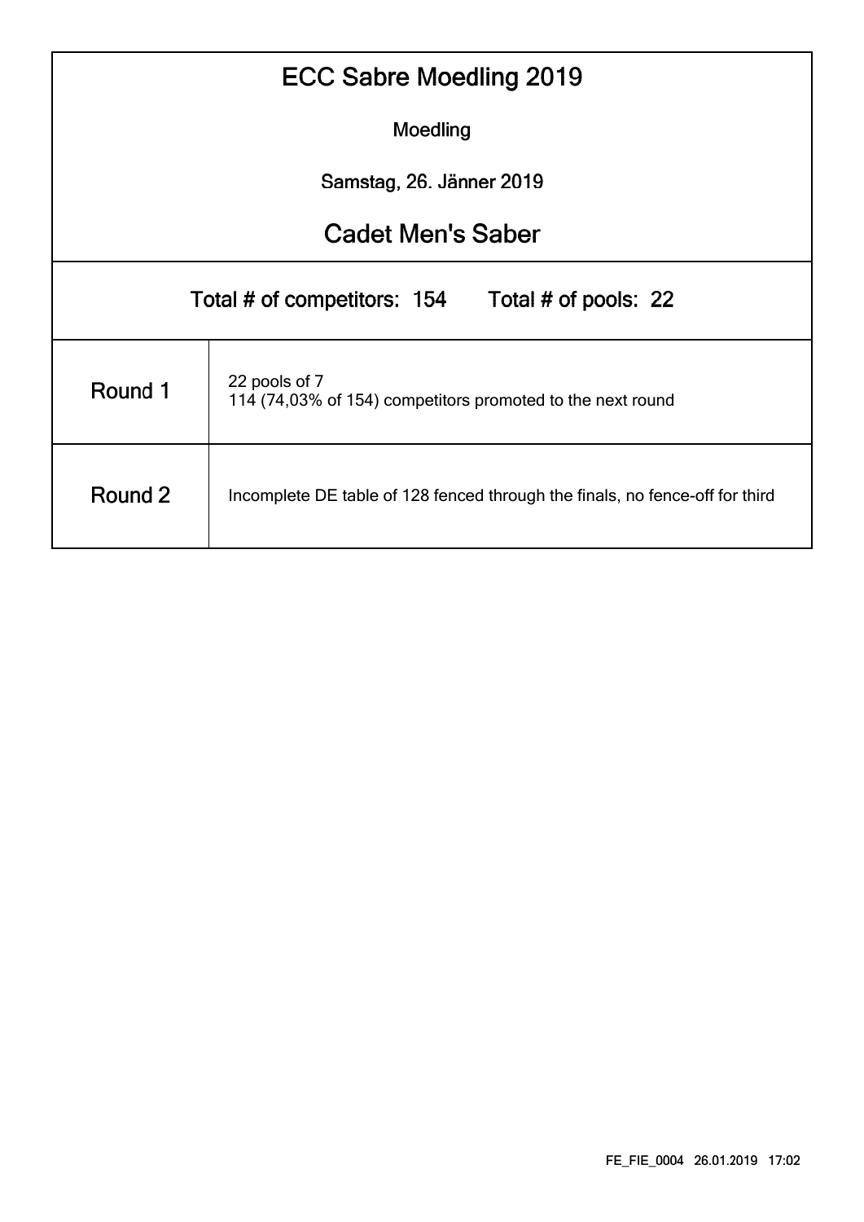# ECC Sabre Moedling 2019

Moedling

Samstag, 26. Jänner 2019

## Cadet Men's Saber

Total # of competitors: 154 Total # of pools: 22

| | |
|---|---|
| Round 1 | 22 pools of 7<br>114 (74,03% of 154) competitors promoted to the next round |
| Round 2 | Incomplete DE table of 128 fenced through the finals, no fence-off for third |

FE_FIE_0004 26.01.2019 17:02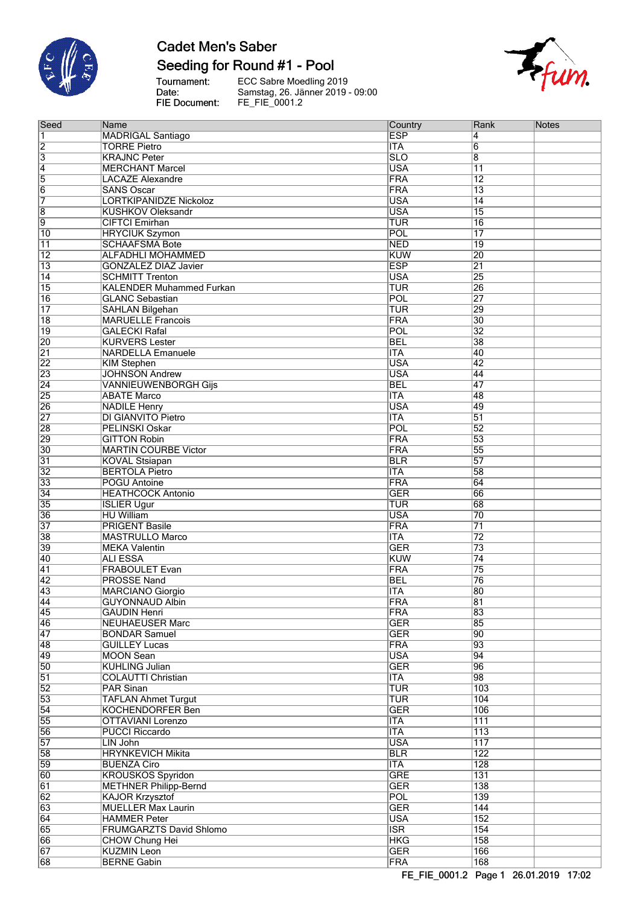# Cadet Men's Saber

## Seeding for Round #1 - Pool

Tournament: ECC Sabre Moedling 2019
Date: Samstag, 26. Jänner 2019 - 09:00
FIE Document: FE_FIE_0001.2

| Seed | Name | Country | Rank | Notes |
|---|---|---|---|---|
| 1 | MADRIGAL Santiago | ESP | 4 | |
| 2 | TORRE Pietro | ITA | 6 | |
| 3 | KRAJNC Peter | SLO | 8 | |
| 4 | MERCHANT Marcel | USA | 11 | |
| 5 | LACAZE Alexandre | FRA | 12 | |
| 6 | SANS Oscar | FRA | 13 | |
| 7 | LORTKIPANIDZE Nickoloz | USA | 14 | |
| 8 | KUSHKOV Oleksandr | USA | 15 | |
| 9 | CIFTCI Emirhan | TUR | 16 | |
| 10 | HRYCIUK Szymon | POL | 17 | |
| 11 | SCHAAFSMA Bote | NED | 19 | |
| 12 | ALFADHLI MOHAMMED | KUW | 20 | |
| 13 | GONZALEZ DIAZ Javier | ESP | 21 | |
| 14 | SCHMITT Trenton | USA | 25 | |
| 15 | KALENDER Muhammed Furkan | TUR | 26 | |
| 16 | GLANC Sebastian | POL | 27 | |
| 17 | SAHLAN Bilgehan | TUR | 29 | |
| 18 | MARUELLE Francois | FRA | 30 | |
| 19 | GALECKI Rafal | POL | 32 | |
| 20 | KURVERS Lester | BEL | 38 | |
| 21 | NARDELLA Emanuele | ITA | 40 | |
| 22 | KIM Stephen | USA | 42 | |
| 23 | JOHNSON Andrew | USA | 44 | |
| 24 | VANNIEUWENBORGH Gijs | BEL | 47 | |
| 25 | ABATE Marco | ITA | 48 | |
| 26 | NADILE Henry | USA | 49 | |
| 27 | DI GIANVITO Pietro | ITA | 51 | |
| 28 | PELINSKI Oskar | POL | 52 | |
| 29 | GITTON Robin | FRA | 53 | |
| 30 | MARTIN COURBE Victor | FRA | 55 | |
| 31 | KOVAL Stsiapan | BLR | 57 | |
| 32 | BERTOLA Pietro | ITA | 58 | |
| 33 | POGU Antoine | FRA | 64 | |
| 34 | HEATHCOCK Antonio | GER | 66 | |
| 35 | ISLIER Ugur | TUR | 68 | |
| 36 | HU William | USA | 70 | |
| 37 | PRIGENT Basile | FRA | 71 | |
| 38 | MASTRULLO Marco | ITA | 72 | |
| 39 | MEKA Valentin | GER | 73 | |
| 40 | ALI ESSA | KUW | 74 | |
| 41 | FRABOULET Evan | FRA | 75 | |
| 42 | PROSSE Nand | BEL | 76 | |
| 43 | MARCIANO Giorgio | ITA | 80 | |
| 44 | GUYONNAUD Albin | FRA | 81 | |
| 45 | GAUDIN Henri | FRA | 83 | |
| 46 | NEUHAEUSER Marc | GER | 85 | |
| 47 | BONDAR Samuel | GER | 90 | |
| 48 | GUILLEY Lucas | FRA | 93 | |
| 49 | MOON Sean | USA | 94 | |
| 50 | KUHLING Julian | GER | 96 | |
| 51 | COLAUTTI Christian | ITA | 98 | |
| 52 | PAR Sinan | TUR | 103 | |
| 53 | TAFLAN Ahmet Turgut | TUR | 104 | |
| 54 | KOCHENDORFER Ben | GER | 106 | |
| 55 | OTTAVIANI Lorenzo | ITA | 111 | |
| 56 | PUCCI Riccardo | ITA | 113 | |
| 57 | LIN John | USA | 117 | |
| 58 | HRYNKEVICH Mikita | BLR | 122 | |
| 59 | BUENZA Ciro | ITA | 128 | |
| 60 | KROUSKOS Spyridon | GRE | 131 | |
| 61 | METHNER Philipp-Bernd | GER | 138 | |
| 62 | KAJOR Krzysztof | POL | 139 | |
| 63 | MUELLER Max Laurin | GER | 144 | |
| 64 | HAMMER Peter | USA | 152 | |
| 65 | FRUMGARZTS David Shlomo | ISR | 154 | |
| 66 | CHOW Chung Hei | HKG | 158 | |
| 67 | KUZMIN Leon | GER | 166 | |
| 68 | BERNE Gabin | FRA | 168 | |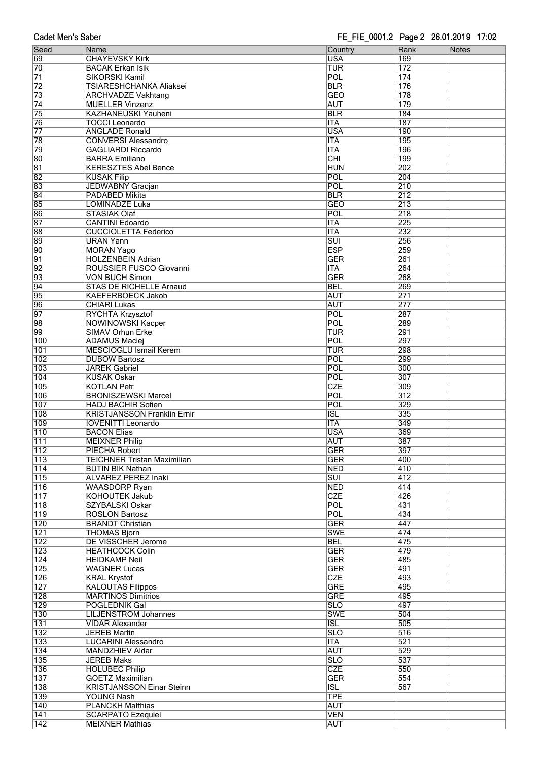| Seed | Name | Country | Rank | Notes |
|---|---|---|---|---|
| 69 | CHAYEVSKY Kirk | USA | 169 | |
| 70 | BACAK Erkan Isik | TUR | 172 | |
| 71 | SIKORSKI Kamil | POL | 174 | |
| 72 | TSIARESHCHANKA Aliaksei | BLR | 176 | |
| 73 | ARCHVADZE Vakhtang | GEO | 178 | |
| 74 | MUELLER Vinzenz | AUT | 179 | |
| 75 | KAZHANEUSKI Yauheni | BLR | 184 | |
| 76 | TOCCI Leonardo | ITA | 187 | |
| 77 | ANGLADE Ronald | USA | 190 | |
| 78 | CONVERSI Alessandro | ITA | 195 | |
| 79 | GAGLIARDI Riccardo | ITA | 196 | |
| 80 | BARRA Emiliano | CHI | 199 | |
| 81 | KERESZTES Abel Bence | HUN | 202 | |
| 82 | KUSAK Filip | POL | 204 | |
| 83 | JEDWABNY Gracjan | POL | 210 | |
| 84 | PADABED Mikita | BLR | 212 | |
| 85 | LOMINADZE Luka | GEO | 213 | |
| 86 | STASIAK Olaf | POL | 218 | |
| 87 | CANTINI Edoardo | ITA | 225 | |
| 88 | CUCCIOLETTA Federico | ITA | 232 | |
| 89 | URAN Yann | SUI | 256 | |
| 90 | MORAN Yago | ESP | 259 | |
| 91 | HOLZENBEIN Adrian | GER | 261 | |
| 92 | ROUSSIER FUSCO Giovanni | ITA | 264 | |
| 93 | VON BUCH Simon | GER | 268 | |
| 94 | STAS DE RICHELLE Arnaud | BEL | 269 | |
| 95 | KAEFERBOECK Jakob | AUT | 271 | |
| 96 | CHIARI Lukas | AUT | 277 | |
| 97 | RYCHTA Krzysztof | POL | 287 | |
| 98 | NOWINOWSKI Kacper | POL | 289 | |
| 99 | SIMAV Orhun Erke | TUR | 291 | |
| 100 | ADAMUS Maciej | POL | 297 | |
| 101 | MESCIOGLU Ismail Kerem | TUR | 298 | |
| 102 | DUBOW Bartosz | POL | 299 | |
| 103 | JAREK Gabriel | POL | 300 | |
| 104 | KUSAK Oskar | POL | 307 | |
| 105 | KOTLAN Petr | CZE | 309 | |
| 106 | BRONISZEWSKI Marcel | POL | 312 | |
| 107 | HADJ BACHIR Sofien | POL | 329 | |
| 108 | KRISTJANSSON Franklin Ernir | ISL | 335 | |
| 109 | IOVENITTI Leonardo | ITA | 349 | |
| 110 | BACON Elias | USA | 369 | |
| 111 | MEIXNER Philip | AUT | 387 | |
| 112 | PIECHA Robert | GER | 397 | |
| 113 | TEICHNER Tristan Maximilian | GER | 400 | |
| 114 | BUTIN BIK Nathan | NED | 410 | |
| 115 | ALVAREZ PEREZ Inaki | SUI | 412 | |
| 116 | WAASDORP Ryan | NED | 414 | |
| 117 | KOHOUTEK Jakub | CZE | 426 | |
| 118 | SZYBALSKI Oskar | POL | 431 | |
| 119 | ROSLON Bartosz | POL | 434 | |
| 120 | BRANDT Christian | GER | 447 | |
| 121 | THOMAS Bjorn | SWE | 474 | |
| 122 | DE VISSCHER Jerome | BEL | 475 | |
| 123 | HEATHCOCK Colin | GER | 479 | |
| 124 | HEIDKAMP Neil | GER | 485 | |
| 125 | WAGNER Lucas | GER | 491 | |
| 126 | KRAL Krystof | CZE | 493 | |
| 127 | KALOUTAS Filippos | GRE | 495 | |
| 128 | MARTINOS Dimitrios | GRE | 495 | |
| 129 | POGLEDNIK Gal | SLO | 497 | |
| 130 | LILJENSTROM Johannes | SWE | 504 | |
| 131 | VIDAR Alexander | ISL | 505 | |
| 132 | JEREB Martin | SLO | 516 | |
| 133 | LUCARINI Alessandro | ITA | 521 | |
| 134 | MANDZHIEV Aldar | AUT | 529 | |
| 135 | JEREB Maks | SLO | 537 | |
| 136 | HOLUBEC Philip | CZE | 550 | |
| 137 | GOETZ Maximilian | GER | 554 | |
| 138 | KRISTJANSSON Einar Steinn | ISL | 567 | |
| 139 | YOUNG Nash | TPE | | |
| 140 | PLANCKH Matthias | AUT | | |
| 141 | SCARPATO Ezequiel | VEN | | |
| 142 | MEIXNER Mathias | AUT | | |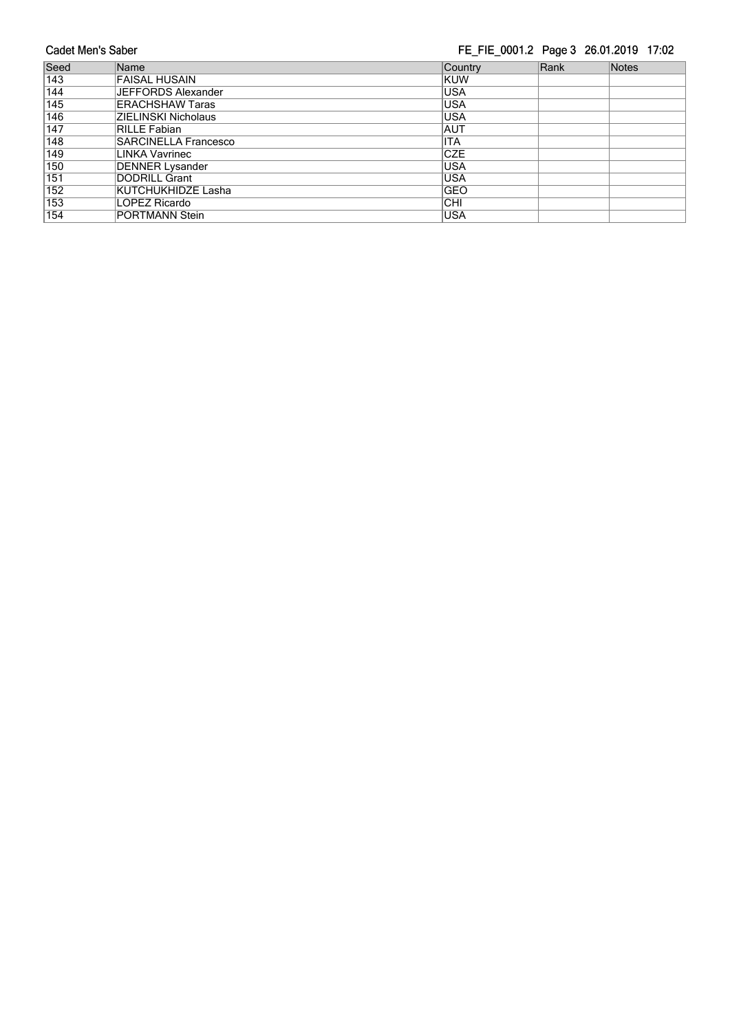| Seed | Name | Country | Rank | Notes |
|---|---|---|---|---|
| 143 | FAISAL HUSAIN | KUW | | |
| 144 | JEFFORDS Alexander | USA | | |
| 145 | ERACHSHAW Taras | USA | | |
| 146 | ZIELINSKI Nicholaus | USA | | |
| 147 | RILLE Fabian | AUT | | |
| 148 | SARCINELLA Francesco | ITA | | |
| 149 | LINKA Vavrinec | CZE | | |
| 150 | DENNER Lysander | USA | | |
| 151 | DODRILL Grant | USA | | |
| 152 | KUTCHUKHIDZE Lasha | GEO | | |
| 153 | LOPEZ Ricardo | CHI | | |
| 154 | PORTMANN Stein | USA | | |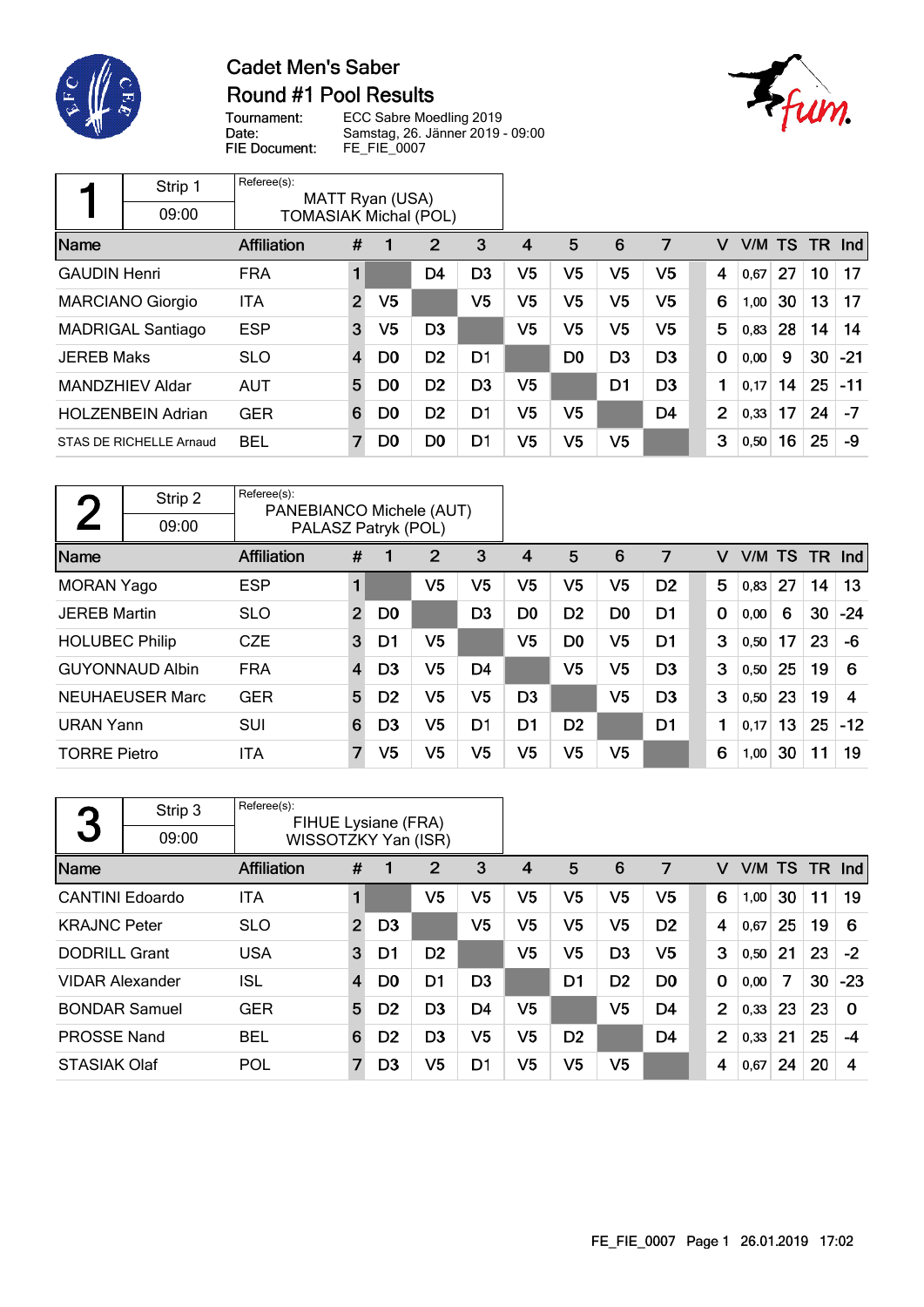# Cadet Men's Saber

## Round #1 Pool Results

Tournament: ECC Sabre Moedling 2019
Date: Samstag, 26. Jänner 2019 - 09:00
FIE Document: FE_FIE_0007

### Pool 1 — Strip 1 — 09:00

Referee(s): MATT Ryan (USA), TOMASIAK Michal (POL)

| Name | Affiliation | # | 1 | 2 | 3 | 4 | 5 | 6 | 7 | V | V/M | TS | TR | Ind |
|---|---|---|---|---|---|---|---|---|---|---|---|---|---|---|
| GAUDIN Henri | FRA | 1 | | D4 | D3 | V5 | V5 | V5 | V5 | 4 | 0,67 | 27 | 10 | 17 |
| MARCIANO Giorgio | ITA | 2 | V5 | | V5 | V5 | V5 | V5 | V5 | 6 | 1,00 | 30 | 13 | 17 |
| MADRIGAL Santiago | ESP | 3 | V5 | D3 | | V5 | V5 | V5 | V5 | 5 | 0,83 | 28 | 14 | 14 |
| JEREB Maks | SLO | 4 | D0 | D2 | D1 | | D0 | D3 | D3 | 0 | 0,00 | 9 | 30 | -21 |
| MANDZHIEV Aldar | AUT | 5 | D0 | D2 | D3 | V5 | | D1 | D3 | 1 | 0,17 | 14 | 25 | -11 |
| HOLZENBEIN Adrian | GER | 6 | D0 | D2 | D1 | V5 | V5 | | D4 | 2 | 0,33 | 17 | 24 | -7 |
| STAS DE RICHELLE Arnaud | BEL | 7 | D0 | D0 | D1 | V5 | V5 | V5 | | 3 | 0,50 | 16 | 25 | -9 |

### Pool 2 — Strip 2 — 09:00

Referee(s): PANEBIANCO Michele (AUT), PALASZ Patryk (POL)

| Name | Affiliation | # | 1 | 2 | 3 | 4 | 5 | 6 | 7 | V | V/M | TS | TR | Ind |
|---|---|---|---|---|---|---|---|---|---|---|---|---|---|---|
| MORAN Yago | ESP | 1 | | V5 | V5 | V5 | V5 | V5 | D2 | 5 | 0,83 | 27 | 14 | 13 |
| JEREB Martin | SLO | 2 | D0 | | D3 | D0 | D2 | D0 | D1 | 0 | 0,00 | 6 | 30 | -24 |
| HOLUBEC Philip | CZE | 3 | D1 | V5 | | V5 | D0 | V5 | D1 | 3 | 0,50 | 17 | 23 | -6 |
| GUYONNAUD Albin | FRA | 4 | D3 | V5 | D4 | | V5 | V5 | D3 | 3 | 0,50 | 25 | 19 | 6 |
| NEUHAEUSER Marc | GER | 5 | D2 | V5 | V5 | D3 | | V5 | D3 | 3 | 0,50 | 23 | 19 | 4 |
| URAN Yann | SUI | 6 | D3 | V5 | D1 | D1 | D2 | | D1 | 1 | 0,17 | 13 | 25 | -12 |
| TORRE Pietro | ITA | 7 | V5 | V5 | V5 | V5 | V5 | V5 | | 6 | 1,00 | 30 | 11 | 19 |

### Pool 3 — Strip 3 — 09:00

Referee(s): FIHUE Lysiane (FRA), WISSOTZKY Yan (ISR)

| Name | Affiliation | # | 1 | 2 | 3 | 4 | 5 | 6 | 7 | V | V/M | TS | TR | Ind |
|---|---|---|---|---|---|---|---|---|---|---|---|---|---|---|
| CANTINI Edoardo | ITA | 1 | | V5 | V5 | V5 | V5 | V5 | V5 | 6 | 1,00 | 30 | 11 | 19 |
| KRAJNC Peter | SLO | 2 | D3 | | V5 | V5 | V5 | V5 | D2 | 4 | 0,67 | 25 | 19 | 6 |
| DODRILL Grant | USA | 3 | D1 | D2 | | V5 | V5 | D3 | V5 | 3 | 0,50 | 21 | 23 | -2 |
| VIDAR Alexander | ISL | 4 | D0 | D1 | D3 | | D1 | D2 | D0 | 0 | 0,00 | 7 | 30 | -23 |
| BONDAR Samuel | GER | 5 | D2 | D3 | D4 | V5 | | V5 | D4 | 2 | 0,33 | 23 | 23 | 0 |
| PROSSE Nand | BEL | 6 | D2 | D3 | V5 | V5 | D2 | | D4 | 2 | 0,33 | 21 | 25 | -4 |
| STASIAK Olaf | POL | 7 | D3 | V5 | D1 | V5 | V5 | V5 | | 4 | 0,67 | 24 | 20 | 4 |

FE_FIE_0007 Page 1 26.01.2019 17:02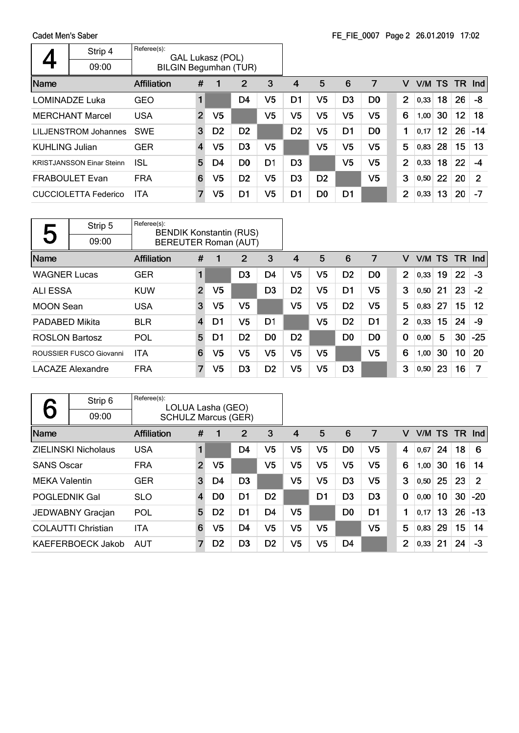Cadet Men's Saber

FE_FIE_0007 Page 2 26.01.2019 17:02

| 4 | Strip 4 | Referee(s): |
|---|---|---|
| | 09:00 | GAL Lukasz (POL) BILGIN Begumhan (TUR) |

| Name | Affiliation | # | 1 | 2 | 3 | 4 | 5 | 6 | 7 | V | V/M | TS | TR | Ind |
|---|---|---|---|---|---|---|---|---|---|---|---|---|---|---|
| LOMINADZE Luka | GEO | 1 | | D4 | V5 | D1 | V5 | D3 | D0 | 2 | 0,33 | 18 | 26 | -8 |
| MERCHANT Marcel | USA | 2 | V5 | | V5 | V5 | V5 | V5 | V5 | 6 | 1,00 | 30 | 12 | 18 |
| LILJENSTROM Johannes | SWE | 3 | D2 | D2 | | D2 | V5 | D1 | D0 | 1 | 0,17 | 12 | 26 | -14 |
| KUHLING Julian | GER | 4 | V5 | D3 | V5 | | V5 | V5 | V5 | 5 | 0,83 | 28 | 15 | 13 |
| KRISTJANSSON Einar Steinn | ISL | 5 | D4 | D0 | D1 | D3 | | V5 | V5 | 2 | 0,33 | 18 | 22 | -4 |
| FRABOULET Evan | FRA | 6 | V5 | D2 | V5 | D3 | D2 | | V5 | 3 | 0,50 | 22 | 20 | 2 |
| CUCCIOLETTA Federico | ITA | 7 | V5 | D1 | V5 | D1 | D0 | D1 | | 2 | 0,33 | 13 | 20 | -7 |

| 5 | Strip 5 | Referee(s): |
|---|---|---|
| | 09:00 | BENDIK Konstantin (RUS) BEREUTER Roman (AUT) |

| Name | Affiliation | # | 1 | 2 | 3 | 4 | 5 | 6 | 7 | V | V/M | TS | TR | Ind |
|---|---|---|---|---|---|---|---|---|---|---|---|---|---|---|
| WAGNER Lucas | GER | 1 | | D3 | D4 | V5 | V5 | D2 | D0 | 2 | 0,33 | 19 | 22 | -3 |
| ALI ESSA | KUW | 2 | V5 | | D3 | D2 | V5 | D1 | V5 | 3 | 0,50 | 21 | 23 | -2 |
| MOON Sean | USA | 3 | V5 | V5 | | V5 | V5 | D2 | V5 | 5 | 0,83 | 27 | 15 | 12 |
| PADABED Mikita | BLR | 4 | D1 | V5 | D1 | | V5 | D2 | D1 | 2 | 0,33 | 15 | 24 | -9 |
| ROSLON Bartosz | POL | 5 | D1 | D2 | D0 | D2 | | D0 | D0 | 0 | 0,00 | 5 | 30 | -25 |
| ROUSSIER FUSCO Giovanni | ITA | 6 | V5 | V5 | V5 | V5 | V5 | | V5 | 6 | 1,00 | 30 | 10 | 20 |
| LACAZE Alexandre | FRA | 7 | V5 | D3 | D2 | V5 | V5 | D3 | | 3 | 0,50 | 23 | 16 | 7 |

| 6 | Strip 6 | Referee(s): |
|---|---|---|
| | 09:00 | LOLUA Lasha (GEO) SCHULZ Marcus (GER) |

| Name | Affiliation | # | 1 | 2 | 3 | 4 | 5 | 6 | 7 | V | V/M | TS | TR | Ind |
|---|---|---|---|---|---|---|---|---|---|---|---|---|---|---|
| ZIELINSKI Nicholaus | USA | 1 | | D4 | V5 | V5 | V5 | D0 | V5 | 4 | 0,67 | 24 | 18 | 6 |
| SANS Oscar | FRA | 2 | V5 | | V5 | V5 | V5 | V5 | V5 | 6 | 1,00 | 30 | 16 | 14 |
| MEKA Valentin | GER | 3 | D4 | D3 | | V5 | V5 | D3 | V5 | 3 | 0,50 | 25 | 23 | 2 |
| POGLEDNIK Gal | SLO | 4 | D0 | D1 | D2 | | D1 | D3 | D3 | 0 | 0,00 | 10 | 30 | -20 |
| JEDWABNY Gracjan | POL | 5 | D2 | D1 | D4 | V5 | | D0 | D1 | 1 | 0,17 | 13 | 26 | -13 |
| COLAUTTI Christian | ITA | 6 | V5 | D4 | V5 | V5 | V5 | | V5 | 5 | 0,83 | 29 | 15 | 14 |
| KAEFERBOECK Jakob | AUT | 7 | D2 | D3 | D2 | V5 | V5 | D4 | | 2 | 0,33 | 21 | 24 | -3 |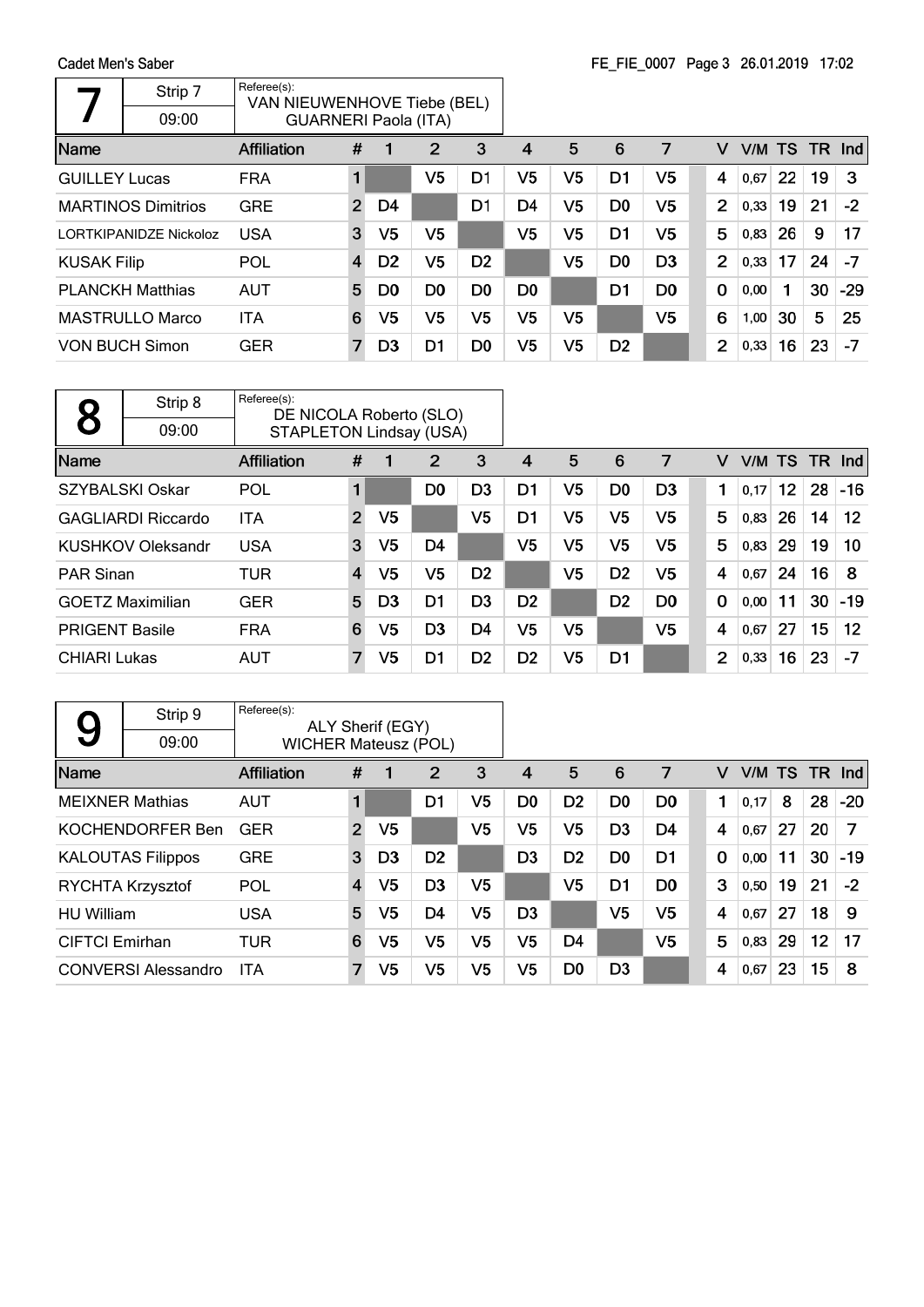## 7

Strip 7 — 09:00

Referee(s): VAN NIEUWENHOVE Tiebe (BEL), GUARNERI Paola (ITA)

| Name | Affiliation | # | 1 | 2 | 3 | 4 | 5 | 6 | 7 | V | V/M | TS | TR | Ind |
|---|---|---|---|---|---|---|---|---|---|---|---|---|---|---|
| GUILLEY Lucas | FRA | 1 | | V5 | D1 | V5 | V5 | D1 | V5 | 4 | 0,67 | 22 | 19 | 3 |
| MARTINOS Dimitrios | GRE | 2 | D4 | | D1 | D4 | V5 | D0 | V5 | 2 | 0,33 | 19 | 21 | -2 |
| LORTKIPANIDZE Nickoloz | USA | 3 | V5 | V5 | | V5 | V5 | D1 | V5 | 5 | 0,83 | 26 | 9 | 17 |
| KUSAK Filip | POL | 4 | D2 | V5 | D2 | | V5 | D0 | D3 | 2 | 0,33 | 17 | 24 | -7 |
| PLANCKH Matthias | AUT | 5 | D0 | D0 | D0 | D0 | | D1 | D0 | 0 | 0,00 | 1 | 30 | -29 |
| MASTRULLO Marco | ITA | 6 | V5 | V5 | V5 | V5 | V5 | | V5 | 6 | 1,00 | 30 | 5 | 25 |
| VON BUCH Simon | GER | 7 | D3 | D1 | D0 | V5 | V5 | D2 | | 2 | 0,33 | 16 | 23 | -7 |

## 8

Strip 8 — 09:00

Referee(s): DE NICOLA Roberto (SLO), STAPLETON Lindsay (USA)

| Name | Affiliation | # | 1 | 2 | 3 | 4 | 5 | 6 | 7 | V | V/M | TS | TR | Ind |
|---|---|---|---|---|---|---|---|---|---|---|---|---|---|---|
| SZYBALSKI Oskar | POL | 1 | | D0 | D3 | D1 | V5 | D0 | D3 | 1 | 0,17 | 12 | 28 | -16 |
| GAGLIARDI Riccardo | ITA | 2 | V5 | | V5 | D1 | V5 | V5 | V5 | 5 | 0,83 | 26 | 14 | 12 |
| KUSHKOV Oleksandr | USA | 3 | V5 | D4 | | V5 | V5 | V5 | V5 | 5 | 0,83 | 29 | 19 | 10 |
| PAR Sinan | TUR | 4 | V5 | V5 | D2 | | V5 | D2 | V5 | 4 | 0,67 | 24 | 16 | 8 |
| GOETZ Maximilian | GER | 5 | D3 | D1 | D3 | D2 | | D2 | D0 | 0 | 0,00 | 11 | 30 | -19 |
| PRIGENT Basile | FRA | 6 | V5 | D3 | D4 | V5 | V5 | | V5 | 4 | 0,67 | 27 | 15 | 12 |
| CHIARI Lukas | AUT | 7 | V5 | D1 | D2 | D2 | V5 | D1 | | 2 | 0,33 | 16 | 23 | -7 |

## 9

Strip 9 — 09:00

Referee(s): ALY Sherif (EGY), WICHER Mateusz (POL)

| Name | Affiliation | # | 1 | 2 | 3 | 4 | 5 | 6 | 7 | V | V/M | TS | TR | Ind |
|---|---|---|---|---|---|---|---|---|---|---|---|---|---|---|
| MEIXNER Mathias | AUT | 1 | | D1 | V5 | D0 | D2 | D0 | D0 | 1 | 0,17 | 8 | 28 | -20 |
| KOCHENDORFER Ben | GER | 2 | V5 | | V5 | V5 | V5 | D3 | D4 | 4 | 0,67 | 27 | 20 | 7 |
| KALOUTAS Filippos | GRE | 3 | D3 | D2 | | D3 | D2 | D0 | D1 | 0 | 0,00 | 11 | 30 | -19 |
| RYCHTA Krzysztof | POL | 4 | V5 | D3 | V5 | | V5 | D1 | D0 | 3 | 0,50 | 19 | 21 | -2 |
| HU William | USA | 5 | V5 | D4 | V5 | D3 | | V5 | V5 | 4 | 0,67 | 27 | 18 | 9 |
| CIFTCI Emirhan | TUR | 6 | V5 | V5 | V5 | V5 | D4 | | V5 | 5 | 0,83 | 29 | 12 | 17 |
| CONVERSI Alessandro | ITA | 7 | V5 | V5 | V5 | V5 | D0 | D3 | | 4 | 0,67 | 23 | 15 | 8 |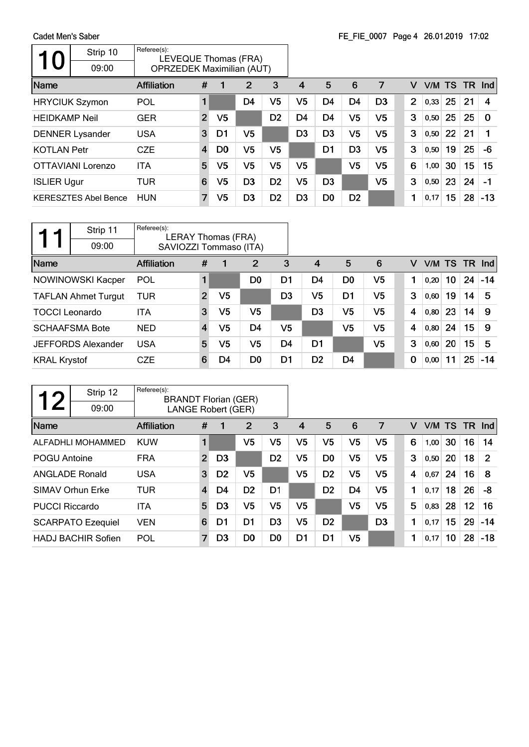Cadet Men's Saber

FE_FIE_0007 Page 4 26.01.2019 17:02

## 10

| Strip 10 | Referee(s): |
|---|---|
| 09:00 | LEVEQUE Thomas (FRA)<br>OPRZEDEK Maximilian (AUT) |

| Name | Affiliation | # | 1 | 2 | 3 | 4 | 5 | 6 | 7 | V | V/M | TS | TR | Ind |
|---|---|---|---|---|---|---|---|---|---|---|---|---|---|---|
| HRYCIUK Szymon | POL | 1 | | D4 | V5 | V5 | D4 | D4 | D3 | 2 | 0,33 | 25 | 21 | 4 |
| HEIDKAMP Neil | GER | 2 | V5 | | D2 | D4 | D4 | V5 | V5 | 3 | 0,50 | 25 | 25 | 0 |
| DENNER Lysander | USA | 3 | D1 | V5 | | D3 | D3 | V5 | V5 | 3 | 0,50 | 22 | 21 | 1 |
| KOTLAN Petr | CZE | 4 | D0 | V5 | V5 | | D1 | D3 | V5 | 3 | 0,50 | 19 | 25 | -6 |
| OTTAVIANI Lorenzo | ITA | 5 | V5 | V5 | V5 | V5 | | V5 | V5 | 6 | 1,00 | 30 | 15 | 15 |
| ISLIER Ugur | TUR | 6 | V5 | D3 | D2 | V5 | D3 | | V5 | 3 | 0,50 | 23 | 24 | -1 |
| KERESZTES Abel Bence | HUN | 7 | V5 | D3 | D2 | D3 | D0 | D2 | | 1 | 0,17 | 15 | 28 | -13 |

## 11

| Strip 11 | Referee(s): |
|---|---|
| 09:00 | LERAY Thomas (FRA)<br>SAVIOZZI Tommaso (ITA) |

| Name | Affiliation | # | 1 | 2 | 3 | 4 | 5 | 6 | V | V/M | TS | TR | Ind |
|---|---|---|---|---|---|---|---|---|---|---|---|---|---|
| NOWINOWSKI Kacper | POL | 1 | | D0 | D1 | D4 | D0 | V5 | 1 | 0,20 | 10 | 24 | -14 |
| TAFLAN Ahmet Turgut | TUR | 2 | V5 | | D3 | V5 | D1 | V5 | 3 | 0,60 | 19 | 14 | 5 |
| TOCCI Leonardo | ITA | 3 | V5 | V5 | | D3 | V5 | V5 | 4 | 0,80 | 23 | 14 | 9 |
| SCHAAFSMA Bote | NED | 4 | V5 | D4 | V5 | | V5 | V5 | 4 | 0,80 | 24 | 15 | 9 |
| JEFFORDS Alexander | USA | 5 | V5 | V5 | D4 | D1 | | V5 | 3 | 0,60 | 20 | 15 | 5 |
| KRAL Krystof | CZE | 6 | D4 | D0 | D1 | D2 | D4 | | 0 | 0,00 | 11 | 25 | -14 |

## 12

| Strip 12 | Referee(s): |
|---|---|
| 09:00 | BRANDT Florian (GER)<br>LANGE Robert (GER) |

| Name | Affiliation | # | 1 | 2 | 3 | 4 | 5 | 6 | 7 | V | V/M | TS | TR | Ind |
|---|---|---|---|---|---|---|---|---|---|---|---|---|---|---|
| ALFADHLI MOHAMMED | KUW | 1 | | V5 | V5 | V5 | V5 | V5 | V5 | 6 | 1,00 | 30 | 16 | 14 |
| POGU Antoine | FRA | 2 | D3 | | D2 | V5 | D0 | V5 | V5 | 3 | 0,50 | 20 | 18 | 2 |
| ANGLADE Ronald | USA | 3 | D2 | V5 | | V5 | D2 | V5 | V5 | 4 | 0,67 | 24 | 16 | 8 |
| SIMAV Orhun Erke | TUR | 4 | D4 | D2 | D1 | | D2 | D4 | V5 | 1 | 0,17 | 18 | 26 | -8 |
| PUCCI Riccardo | ITA | 5 | D3 | V5 | V5 | V5 | | V5 | V5 | 5 | 0,83 | 28 | 12 | 16 |
| SCARPATO Ezequiel | VEN | 6 | D1 | D1 | D3 | V5 | D2 | | D3 | 1 | 0,17 | 15 | 29 | -14 |
| HADJ BACHIR Sofien | POL | 7 | D3 | D0 | D0 | D1 | D1 | V5 | | 1 | 0,17 | 10 | 28 | -18 |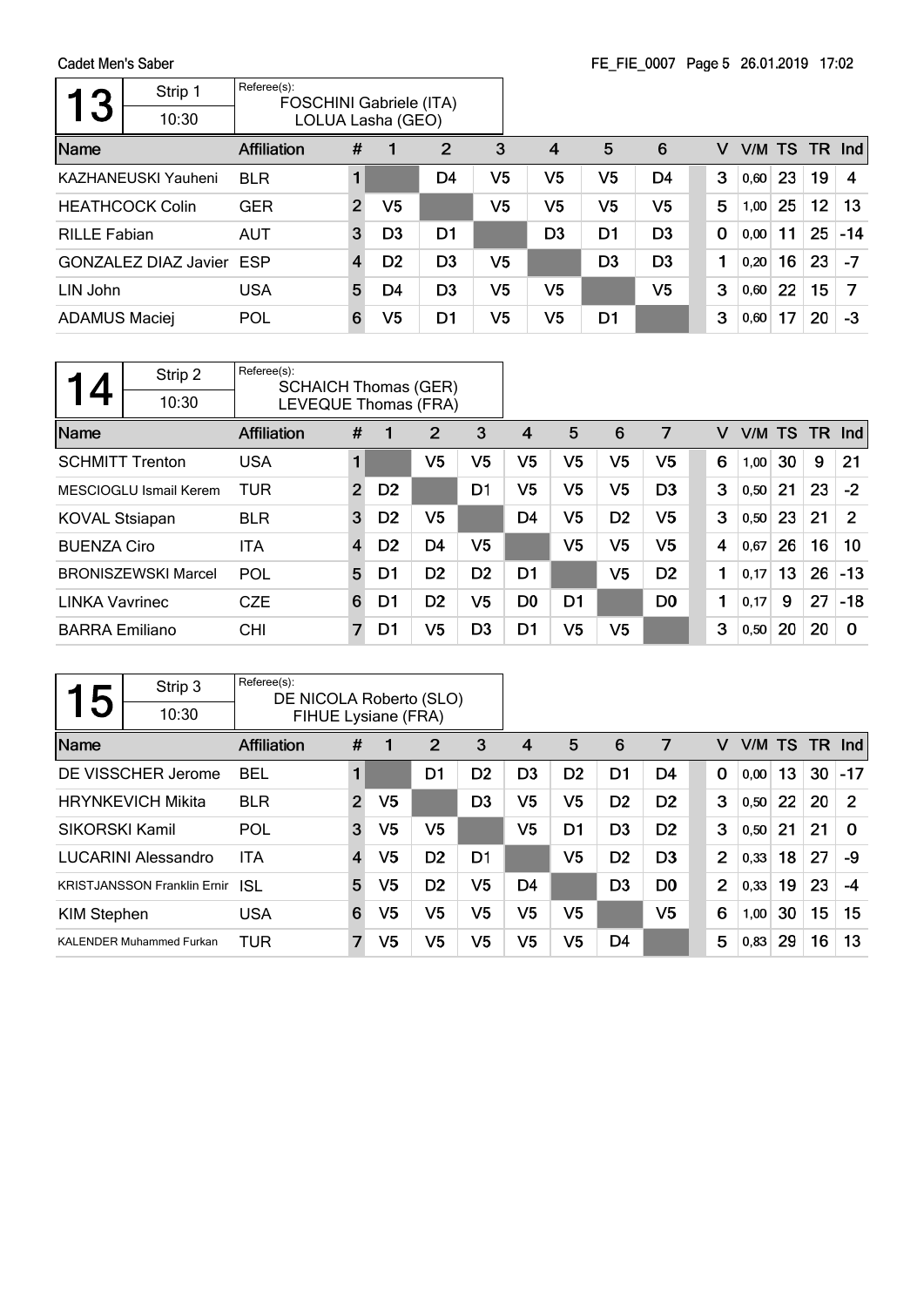Cadet Men's Saber

FE_FIE_0007 Page 5 26.01.2019 17:02

## 13

Strip 1 — 10:30

Referee(s): FOSCHINI Gabriele (ITA), LOLUA Lasha (GEO)

| Name | Affiliation | # | 1 | 2 | 3 | 4 | 5 | 6 | V | V/M | TS | TR | Ind |
|---|---|---|---|---|---|---|---|---|---|---|---|---|---|
| KAZHANEUSKI Yauheni | BLR | 1 | | D4 | V5 | V5 | V5 | D4 | 3 | 0,60 | 23 | 19 | 4 |
| HEATHCOCK Colin | GER | 2 | V5 | | V5 | V5 | V5 | V5 | 5 | 1,00 | 25 | 12 | 13 |
| RILLE Fabian | AUT | 3 | D3 | D1 | | D3 | D1 | D3 | 0 | 0,00 | 11 | 25 | -14 |
| GONZALEZ DIAZ Javier | ESP | 4 | D2 | D3 | V5 | | D3 | D3 | 1 | 0,20 | 16 | 23 | -7 |
| LIN John | USA | 5 | D4 | D3 | V5 | V5 | | V5 | 3 | 0,60 | 22 | 15 | 7 |
| ADAMUS Maciej | POL | 6 | V5 | D1 | V5 | V5 | D1 | | 3 | 0,60 | 17 | 20 | -3 |

## 14

Strip 2 — 10:30

Referee(s): SCHAICH Thomas (GER), LEVEQUE Thomas (FRA)

| Name | Affiliation | # | 1 | 2 | 3 | 4 | 5 | 6 | 7 | V | V/M | TS | TR | Ind |
|---|---|---|---|---|---|---|---|---|---|---|---|---|---|---|
| SCHMITT Trenton | USA | 1 | | V5 | V5 | V5 | V5 | V5 | V5 | 6 | 1,00 | 30 | 9 | 21 |
| MESCIOGLU Ismail Kerem | TUR | 2 | D2 | | D1 | V5 | V5 | V5 | D3 | 3 | 0,50 | 21 | 23 | -2 |
| KOVAL Stsiapan | BLR | 3 | D2 | V5 | | D4 | V5 | D2 | V5 | 3 | 0,50 | 23 | 21 | 2 |
| BUENZA Ciro | ITA | 4 | D2 | D4 | V5 | | V5 | V5 | V5 | 4 | 0,67 | 26 | 16 | 10 |
| BRONISZEWSKI Marcel | POL | 5 | D1 | D2 | D2 | D1 | | V5 | D2 | 1 | 0,17 | 13 | 26 | -13 |
| LINKA Vavrinec | CZE | 6 | D1 | D2 | V5 | D0 | D1 | | D0 | 1 | 0,17 | 9 | 27 | -18 |
| BARRA Emiliano | CHI | 7 | D1 | V5 | D3 | D1 | V5 | V5 | | 3 | 0,50 | 20 | 20 | 0 |

## 15

Strip 3 — 10:30

Referee(s): DE NICOLA Roberto (SLO), FIHUE Lysiane (FRA)

| Name | Affiliation | # | 1 | 2 | 3 | 4 | 5 | 6 | 7 | V | V/M | TS | TR | Ind |
|---|---|---|---|---|---|---|---|---|---|---|---|---|---|---|
| DE VISSCHER Jerome | BEL | 1 | | D1 | D2 | D3 | D2 | D1 | D4 | 0 | 0,00 | 13 | 30 | -17 |
| HRYNKEVICH Mikita | BLR | 2 | V5 | | D3 | V5 | V5 | D2 | D2 | 3 | 0,50 | 22 | 20 | 2 |
| SIKORSKI Kamil | POL | 3 | V5 | V5 | | V5 | D1 | D3 | D2 | 3 | 0,50 | 21 | 21 | 0 |
| LUCARINI Alessandro | ITA | 4 | V5 | D2 | D1 | | V5 | D2 | D3 | 2 | 0,33 | 18 | 27 | -9 |
| KRISTJANSSON Franklin Ernir | ISL | 5 | V5 | D2 | V5 | D4 | | D3 | D0 | 2 | 0,33 | 19 | 23 | -4 |
| KIM Stephen | USA | 6 | V5 | V5 | V5 | V5 | V5 | | V5 | 6 | 1,00 | 30 | 15 | 15 |
| KALENDER Muhammed Furkan | TUR | 7 | V5 | V5 | V5 | V5 | V5 | D4 | | 5 | 0,83 | 29 | 16 | 13 |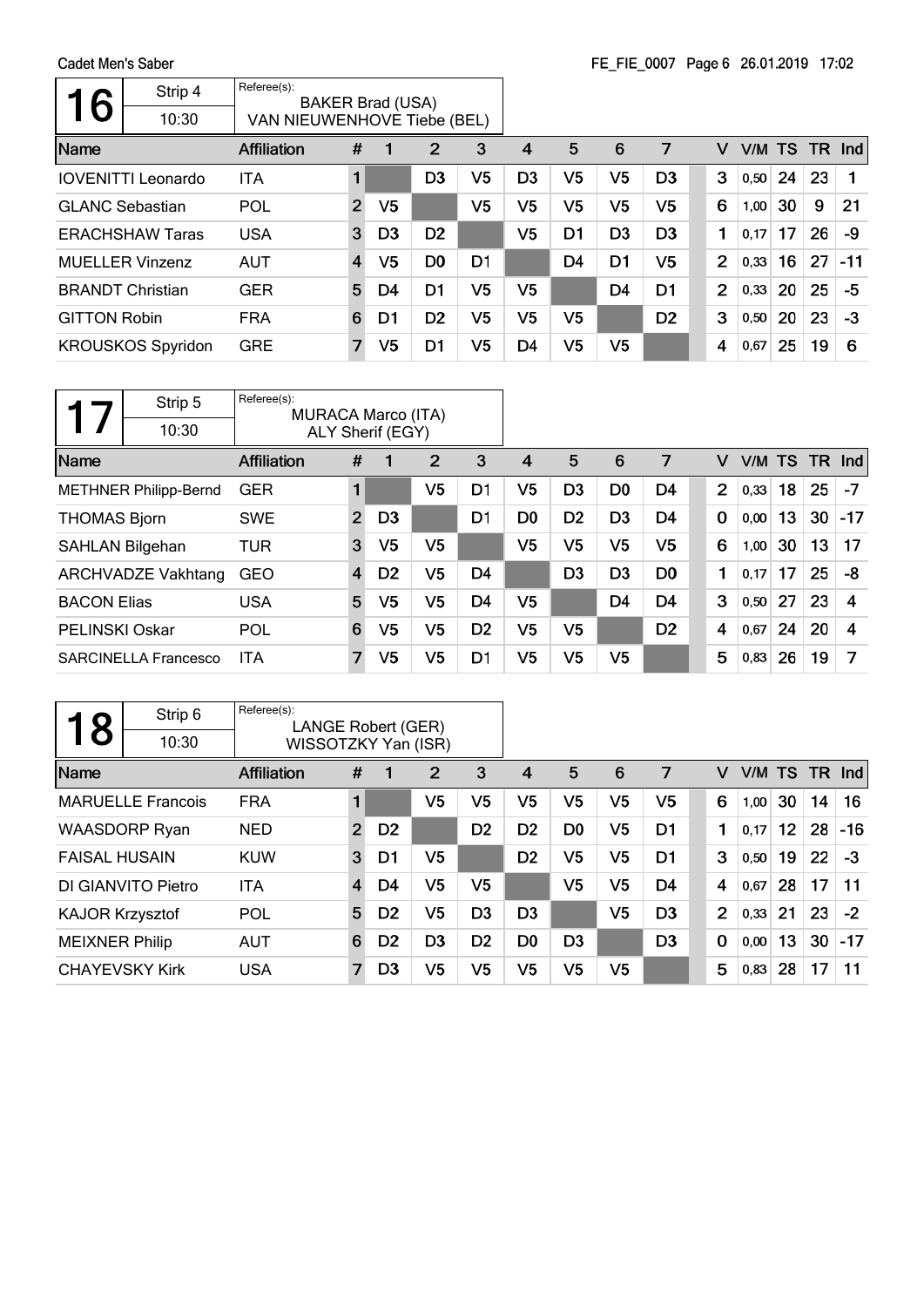## Pool 16

Strip 4 — 10:30

Referee(s): BAKER Brad (USA), VAN NIEUWENHOVE Tiebe (BEL)

| Name | Affiliation | # | 1 | 2 | 3 | 4 | 5 | 6 | 7 | V | V/M | TS | TR | Ind |
|---|---|---|---|---|---|---|---|---|---|---|---|---|---|---|
| IOVENITTI Leonardo | ITA | 1 | | D3 | V5 | D3 | V5 | V5 | D3 | 3 | 0,50 | 24 | 23 | 1 |
| GLANC Sebastian | POL | 2 | V5 | | V5 | V5 | V5 | V5 | V5 | 6 | 1,00 | 30 | 9 | 21 |
| ERACHSHAW Taras | USA | 3 | D3 | D2 | | V5 | D1 | D3 | D3 | 1 | 0,17 | 17 | 26 | -9 |
| MUELLER Vinzenz | AUT | 4 | V5 | D0 | D1 | | D4 | D1 | V5 | 2 | 0,33 | 16 | 27 | -11 |
| BRANDT Christian | GER | 5 | D4 | D1 | V5 | V5 | | D4 | D1 | 2 | 0,33 | 20 | 25 | -5 |
| GITTON Robin | FRA | 6 | D1 | D2 | V5 | V5 | V5 | | D2 | 3 | 0,50 | 20 | 23 | -3 |
| KROUSKOS Spyridon | GRE | 7 | V5 | D1 | V5 | D4 | V5 | V5 | | 4 | 0,67 | 25 | 19 | 6 |

## Pool 17

Strip 5 — 10:30

Referee(s): MURACA Marco (ITA), ALY Sherif (EGY)

| Name | Affiliation | # | 1 | 2 | 3 | 4 | 5 | 6 | 7 | V | V/M | TS | TR | Ind |
|---|---|---|---|---|---|---|---|---|---|---|---|---|---|---|
| METHNER Philipp-Bernd | GER | 1 | | V5 | D1 | V5 | D3 | D0 | D4 | 2 | 0,33 | 18 | 25 | -7 |
| THOMAS Bjorn | SWE | 2 | D3 | | D1 | D0 | D2 | D3 | D4 | 0 | 0,00 | 13 | 30 | -17 |
| SAHLAN Bilgehan | TUR | 3 | V5 | V5 | | V5 | V5 | V5 | V5 | 6 | 1,00 | 30 | 13 | 17 |
| ARCHVADZE Vakhtang | GEO | 4 | D2 | V5 | D4 | | D3 | D3 | D0 | 1 | 0,17 | 17 | 25 | -8 |
| BACON Elias | USA | 5 | V5 | V5 | D4 | V5 | | D4 | D4 | 3 | 0,50 | 27 | 23 | 4 |
| PELINSKI Oskar | POL | 6 | V5 | V5 | D2 | V5 | V5 | | D2 | 4 | 0,67 | 24 | 20 | 4 |
| SARCINELLA Francesco | ITA | 7 | V5 | V5 | D1 | V5 | V5 | V5 | | 5 | 0,83 | 26 | 19 | 7 |

## Pool 18

Strip 6 — 10:30

Referee(s): LANGE Robert (GER), WISSOTZKY Yan (ISR)

| Name | Affiliation | # | 1 | 2 | 3 | 4 | 5 | 6 | 7 | V | V/M | TS | TR | Ind |
|---|---|---|---|---|---|---|---|---|---|---|---|---|---|---|
| MARUELLE Francois | FRA | 1 | | V5 | V5 | V5 | V5 | V5 | V5 | 6 | 1,00 | 30 | 14 | 16 |
| WAASDORP Ryan | NED | 2 | D2 | | D2 | D2 | D0 | V5 | D1 | 1 | 0,17 | 12 | 28 | -16 |
| FAISAL HUSAIN | KUW | 3 | D1 | V5 | | D2 | V5 | V5 | D1 | 3 | 0,50 | 19 | 22 | -3 |
| DI GIANVITO Pietro | ITA | 4 | D4 | V5 | V5 | | V5 | V5 | D4 | 4 | 0,67 | 28 | 17 | 11 |
| KAJOR Krzysztof | POL | 5 | D2 | V5 | D3 | D3 | | V5 | D3 | 2 | 0,33 | 21 | 23 | -2 |
| MEIXNER Philip | AUT | 6 | D2 | D3 | D2 | D0 | D3 | | D3 | 0 | 0,00 | 13 | 30 | -17 |
| CHAYEVSKY Kirk | USA | 7 | D3 | V5 | V5 | V5 | V5 | V5 | | 5 | 0,83 | 28 | 17 | 11 |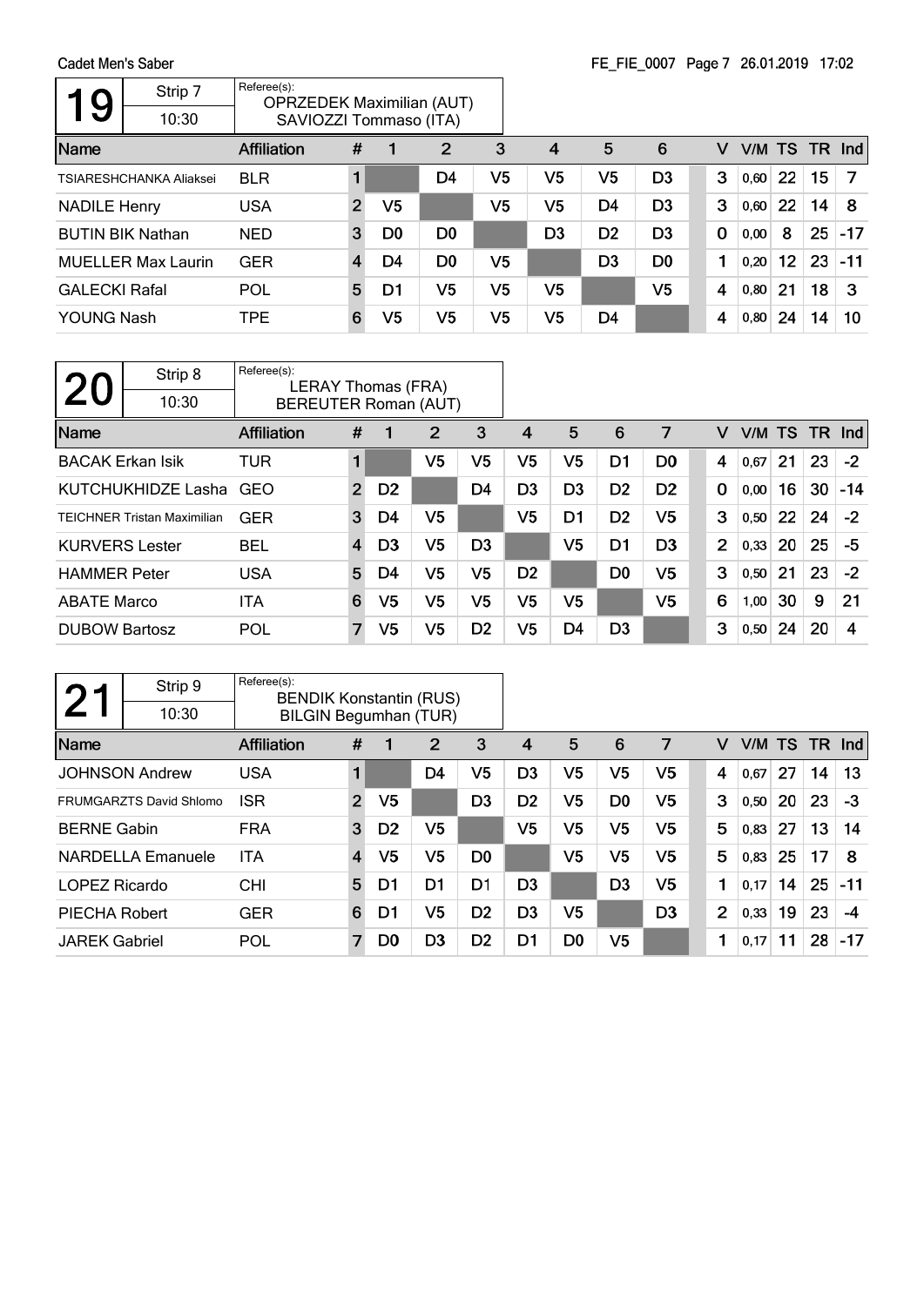## Pool 19

Strip 7 — 10:30

Referee(s): OPRZEDEK Maximilian (AUT), SAVIOZZI Tommaso (ITA)

| Name | Affiliation | # | 1 | 2 | 3 | 4 | 5 | 6 | V | V/M | TS | TR | Ind |
|---|---|---|---|---|---|---|---|---|---|---|---|---|---|
| TSIARESHCHANKA Aliaksei | BLR | 1 | | D4 | V5 | V5 | V5 | D3 | 3 | 0,60 | 22 | 15 | 7 |
| NADILE Henry | USA | 2 | V5 | | V5 | V5 | D4 | D3 | 3 | 0,60 | 22 | 14 | 8 |
| BUTIN BIK Nathan | NED | 3 | D0 | D0 | | D3 | D2 | D3 | 0 | 0,00 | 8 | 25 | -17 |
| MUELLER Max Laurin | GER | 4 | D4 | D0 | V5 | | D3 | D0 | 1 | 0,20 | 12 | 23 | -11 |
| GALECKI Rafal | POL | 5 | D1 | V5 | V5 | V5 | | V5 | 4 | 0,80 | 21 | 18 | 3 |
| YOUNG Nash | TPE | 6 | V5 | V5 | V5 | V5 | D4 | | 4 | 0,80 | 24 | 14 | 10 |

## Pool 20

Strip 8 — 10:30

Referee(s): LERAY Thomas (FRA), BEREUTER Roman (AUT)

| Name | Affiliation | # | 1 | 2 | 3 | 4 | 5 | 6 | 7 | V | V/M | TS | TR | Ind |
|---|---|---|---|---|---|---|---|---|---|---|---|---|---|---|
| BACAK Erkan Isik | TUR | 1 | | V5 | V5 | V5 | V5 | D1 | D0 | 4 | 0,67 | 21 | 23 | -2 |
| KUTCHUKHIDZE Lasha | GEO | 2 | D2 | | D4 | D3 | D3 | D2 | D2 | 0 | 0,00 | 16 | 30 | -14 |
| TEICHNER Tristan Maximilian | GER | 3 | D4 | V5 | | V5 | D1 | D2 | V5 | 3 | 0,50 | 22 | 24 | -2 |
| KURVERS Lester | BEL | 4 | D3 | V5 | D3 | | V5 | D1 | D3 | 2 | 0,33 | 20 | 25 | -5 |
| HAMMER Peter | USA | 5 | D4 | V5 | V5 | D2 | | D0 | V5 | 3 | 0,50 | 21 | 23 | -2 |
| ABATE Marco | ITA | 6 | V5 | V5 | V5 | V5 | V5 | | V5 | 6 | 1,00 | 30 | 9 | 21 |
| DUBOW Bartosz | POL | 7 | V5 | V5 | D2 | V5 | D4 | D3 | | 3 | 0,50 | 24 | 20 | 4 |

## Pool 21

Strip 9 — 10:30

Referee(s): BENDIK Konstantin (RUS), BILGIN Begumhan (TUR)

| Name | Affiliation | # | 1 | 2 | 3 | 4 | 5 | 6 | 7 | V | V/M | TS | TR | Ind |
|---|---|---|---|---|---|---|---|---|---|---|---|---|---|---|
| JOHNSON Andrew | USA | 1 | | D4 | V5 | D3 | V5 | V5 | V5 | 4 | 0,67 | 27 | 14 | 13 |
| FRUMGARZTS David Shlomo | ISR | 2 | V5 | | D3 | D2 | V5 | D0 | V5 | 3 | 0,50 | 20 | 23 | -3 |
| BERNE Gabin | FRA | 3 | D2 | V5 | | V5 | V5 | V5 | V5 | 5 | 0,83 | 27 | 13 | 14 |
| NARDELLA Emanuele | ITA | 4 | V5 | V5 | D0 | | V5 | V5 | V5 | 5 | 0,83 | 25 | 17 | 8 |
| LOPEZ Ricardo | CHI | 5 | D1 | D1 | D1 | D3 | | D3 | V5 | 1 | 0,17 | 14 | 25 | -11 |
| PIECHA Robert | GER | 6 | D1 | V5 | D2 | D3 | V5 | | D3 | 2 | 0,33 | 19 | 23 | -4 |
| JAREK Gabriel | POL | 7 | D0 | D3 | D2 | D1 | D0 | V5 | | 1 | 0,17 | 11 | 28 | -17 |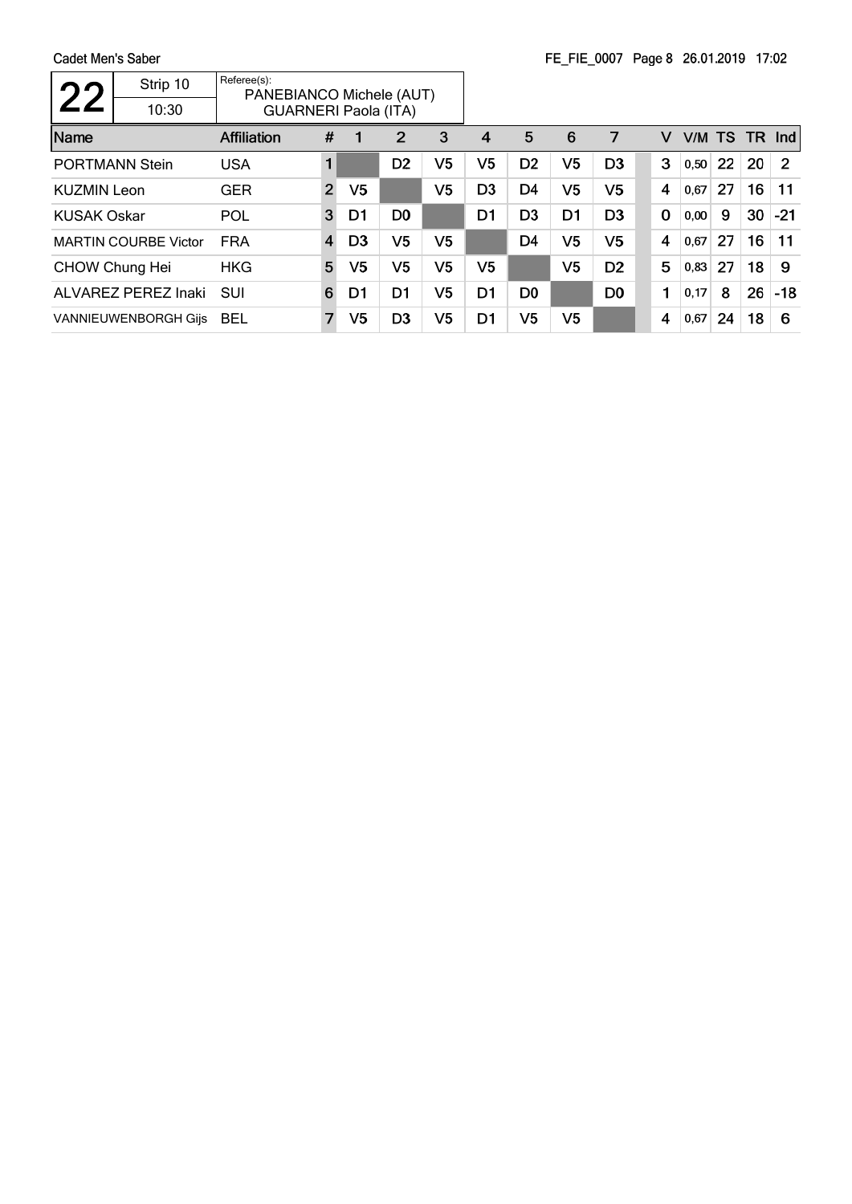Cadet Men's Saber

| 22 | Strip 10 | Referee(s): PANEBIANCO Michele (AUT) |
|---|---|---|
| | 10:30 | GUARNERI Paola (ITA) |

| Name | Affiliation | # | 1 | 2 | 3 | 4 | 5 | 6 | 7 | | V | V/M | TS | TR | Ind |
|---|---|---|---|---|---|---|---|---|---|---|---|---|---|---|---|
| PORTMANN Stein | USA | 1 | | D2 | V5 | V5 | D2 | V5 | D3 | | 3 | 0,50 | 22 | 20 | 2 |
| KUZMIN Leon | GER | 2 | V5 | | V5 | D3 | D4 | V5 | V5 | | 4 | 0,67 | 27 | 16 | 11 |
| KUSAK Oskar | POL | 3 | D1 | D0 | | D1 | D3 | D1 | D3 | | 0 | 0,00 | 9 | 30 | -21 |
| MARTIN COURBE Victor | FRA | 4 | D3 | V5 | V5 | | D4 | V5 | V5 | | 4 | 0,67 | 27 | 16 | 11 |
| CHOW Chung Hei | HKG | 5 | V5 | V5 | V5 | V5 | | V5 | D2 | | 5 | 0,83 | 27 | 18 | 9 |
| ALVAREZ PEREZ Inaki | SUI | 6 | D1 | D1 | V5 | D1 | D0 | | D0 | | 1 | 0,17 | 8 | 26 | -18 |
| VANNIEUWENBORGH Gijs | BEL | 7 | V5 | D3 | V5 | D1 | V5 | V5 | | | 4 | 0,67 | 24 | 18 | 6 |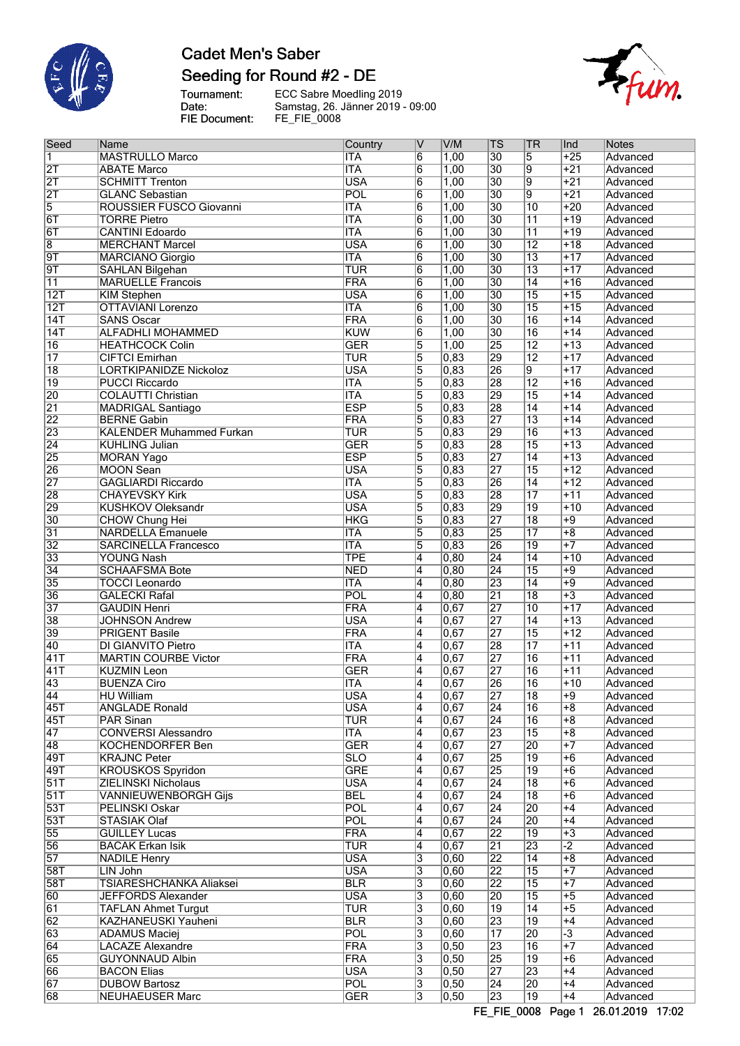# Cadet Men's Saber

## Seeding for Round #2 - DE

Tournament: ECC Sabre Moedling 2019
Date: Samstag, 26. Jänner 2019 - 09:00
FIE Document: FE_FIE_0008

| Seed | Name | Country | V | V/M | TS | TR | Ind | Notes |
|---|---|---|---|---|---|---|---|---|
| 1 | MASTRULLO Marco | ITA | 6 | 1,00 | 30 | 5 | +25 | Advanced |
| 2T | ABATE Marco | ITA | 6 | 1,00 | 30 | 9 | +21 | Advanced |
| 2T | SCHMITT Trenton | USA | 6 | 1,00 | 30 | 9 | +21 | Advanced |
| 2T | GLANC Sebastian | POL | 6 | 1,00 | 30 | 9 | +21 | Advanced |
| 5 | ROUSSIER FUSCO Giovanni | ITA | 6 | 1,00 | 30 | 10 | +20 | Advanced |
| 6T | TORRE Pietro | ITA | 6 | 1,00 | 30 | 11 | +19 | Advanced |
| 6T | CANTINI Edoardo | ITA | 6 | 1,00 | 30 | 11 | +19 | Advanced |
| 8 | MERCHANT Marcel | USA | 6 | 1,00 | 30 | 12 | +18 | Advanced |
| 9T | MARCIANO Giorgio | ITA | 6 | 1,00 | 30 | 13 | +17 | Advanced |
| 9T | SAHLAN Bilgehan | TUR | 6 | 1,00 | 30 | 13 | +17 | Advanced |
| 11 | MARUELLE Francois | FRA | 6 | 1,00 | 30 | 14 | +16 | Advanced |
| 12T | KIM Stephen | USA | 6 | 1,00 | 30 | 15 | +15 | Advanced |
| 12T | OTTAVIANI Lorenzo | ITA | 6 | 1,00 | 30 | 15 | +15 | Advanced |
| 14T | SANS Oscar | FRA | 6 | 1,00 | 30 | 16 | +14 | Advanced |
| 14T | ALFADHLI MOHAMMED | KUW | 6 | 1,00 | 30 | 16 | +14 | Advanced |
| 16 | HEATHCOCK Colin | GER | 5 | 1,00 | 25 | 12 | +13 | Advanced |
| 17 | CIFTCI Emirhan | TUR | 5 | 0,83 | 29 | 12 | +17 | Advanced |
| 18 | LORTKIPANIDZE Nickoloz | USA | 5 | 0,83 | 26 | 9 | +17 | Advanced |
| 19 | PUCCI Riccardo | ITA | 5 | 0,83 | 28 | 12 | +16 | Advanced |
| 20 | COLAUTTI Christian | ITA | 5 | 0,83 | 29 | 15 | +14 | Advanced |
| 21 | MADRIGAL Santiago | ESP | 5 | 0,83 | 28 | 14 | +14 | Advanced |
| 22 | BERNE Gabin | FRA | 5 | 0,83 | 27 | 13 | +14 | Advanced |
| 23 | KALENDER Muhammed Furkan | TUR | 5 | 0,83 | 29 | 16 | +13 | Advanced |
| 24 | KUHLING Julian | GER | 5 | 0,83 | 28 | 15 | +13 | Advanced |
| 25 | MORAN Yago | ESP | 5 | 0,83 | 27 | 14 | +13 | Advanced |
| 26 | MOON Sean | USA | 5 | 0,83 | 27 | 15 | +12 | Advanced |
| 27 | GAGLIARDI Riccardo | ITA | 5 | 0,83 | 26 | 14 | +12 | Advanced |
| 28 | CHAYEVSKY Kirk | USA | 5 | 0,83 | 28 | 17 | +11 | Advanced |
| 29 | KUSHKOV Oleksandr | USA | 5 | 0,83 | 29 | 19 | +10 | Advanced |
| 30 | CHOW Chung Hei | HKG | 5 | 0,83 | 27 | 18 | +9 | Advanced |
| 31 | NARDELLA Emanuele | ITA | 5 | 0,83 | 25 | 17 | +8 | Advanced |
| 32 | SARCINELLA Francesco | ITA | 5 | 0,83 | 26 | 19 | +7 | Advanced |
| 33 | YOUNG Nash | TPE | 4 | 0,80 | 24 | 14 | +10 | Advanced |
| 34 | SCHAAFSMA Bote | NED | 4 | 0,80 | 24 | 15 | +9 | Advanced |
| 35 | TOCCI Leonardo | ITA | 4 | 0,80 | 23 | 14 | +9 | Advanced |
| 36 | GALECKI Rafal | POL | 4 | 0,80 | 21 | 18 | +3 | Advanced |
| 37 | GAUDIN Henri | FRA | 4 | 0,67 | 27 | 10 | +17 | Advanced |
| 38 | JOHNSON Andrew | USA | 4 | 0,67 | 27 | 14 | +13 | Advanced |
| 39 | PRIGENT Basile | FRA | 4 | 0,67 | 27 | 15 | +12 | Advanced |
| 40 | DI GIANVITO Pietro | ITA | 4 | 0,67 | 28 | 17 | +11 | Advanced |
| 41T | MARTIN COURBE Victor | FRA | 4 | 0,67 | 27 | 16 | +11 | Advanced |
| 41T | KUZMIN Leon | GER | 4 | 0,67 | 27 | 16 | +11 | Advanced |
| 43 | BUENZA Ciro | ITA | 4 | 0,67 | 26 | 16 | +10 | Advanced |
| 44 | HU William | USA | 4 | 0,67 | 27 | 18 | +9 | Advanced |
| 45T | ANGLADE Ronald | USA | 4 | 0,67 | 24 | 16 | +8 | Advanced |
| 45T | PAR Sinan | TUR | 4 | 0,67 | 24 | 16 | +8 | Advanced |
| 47 | CONVERSI Alessandro | ITA | 4 | 0,67 | 23 | 15 | +8 | Advanced |
| 48 | KOCHENDORFER Ben | GER | 4 | 0,67 | 27 | 20 | +7 | Advanced |
| 49T | KRAJNC Peter | SLO | 4 | 0,67 | 25 | 19 | +6 | Advanced |
| 49T | KROUSKOS Spyridon | GRE | 4 | 0,67 | 25 | 19 | +6 | Advanced |
| 51T | ZIELINSKI Nicholaus | USA | 4 | 0,67 | 24 | 18 | +6 | Advanced |
| 51T | VANNIEUWENBORGH Gijs | BEL | 4 | 0,67 | 24 | 18 | +6 | Advanced |
| 53T | PELINSKI Oskar | POL | 4 | 0,67 | 24 | 20 | +4 | Advanced |
| 53T | STASIAK Olaf | POL | 4 | 0,67 | 24 | 20 | +4 | Advanced |
| 55 | GUILLEY Lucas | FRA | 4 | 0,67 | 22 | 19 | +3 | Advanced |
| 56 | BACAK Erkan Isik | TUR | 4 | 0,67 | 21 | 23 | -2 | Advanced |
| 57 | NADILE Henry | USA | 3 | 0,60 | 22 | 14 | +8 | Advanced |
| 58T | LIN John | USA | 3 | 0,60 | 22 | 15 | +7 | Advanced |
| 58T | TSIARESHCHANKA Aliaksei | BLR | 3 | 0,60 | 22 | 15 | +7 | Advanced |
| 60 | JEFFORDS Alexander | USA | 3 | 0,60 | 20 | 15 | +5 | Advanced |
| 61 | TAFLAN Ahmet Turgut | TUR | 3 | 0,60 | 19 | 14 | +5 | Advanced |
| 62 | KAZHANEUSKI Yauheni | BLR | 3 | 0,60 | 23 | 19 | +4 | Advanced |
| 63 | ADAMUS Maciej | POL | 3 | 0,60 | 17 | 20 | -3 | Advanced |
| 64 | LACAZE Alexandre | FRA | 3 | 0,50 | 23 | 16 | +7 | Advanced |
| 65 | GUYONNAUD Albin | FRA | 3 | 0,50 | 25 | 19 | +6 | Advanced |
| 66 | BACON Elias | USA | 3 | 0,50 | 27 | 23 | +4 | Advanced |
| 67 | DUBOW Bartosz | POL | 3 | 0,50 | 24 | 20 | +4 | Advanced |
| 68 | NEUHAEUSER Marc | GER | 3 | 0,50 | 23 | 19 | +4 | Advanced |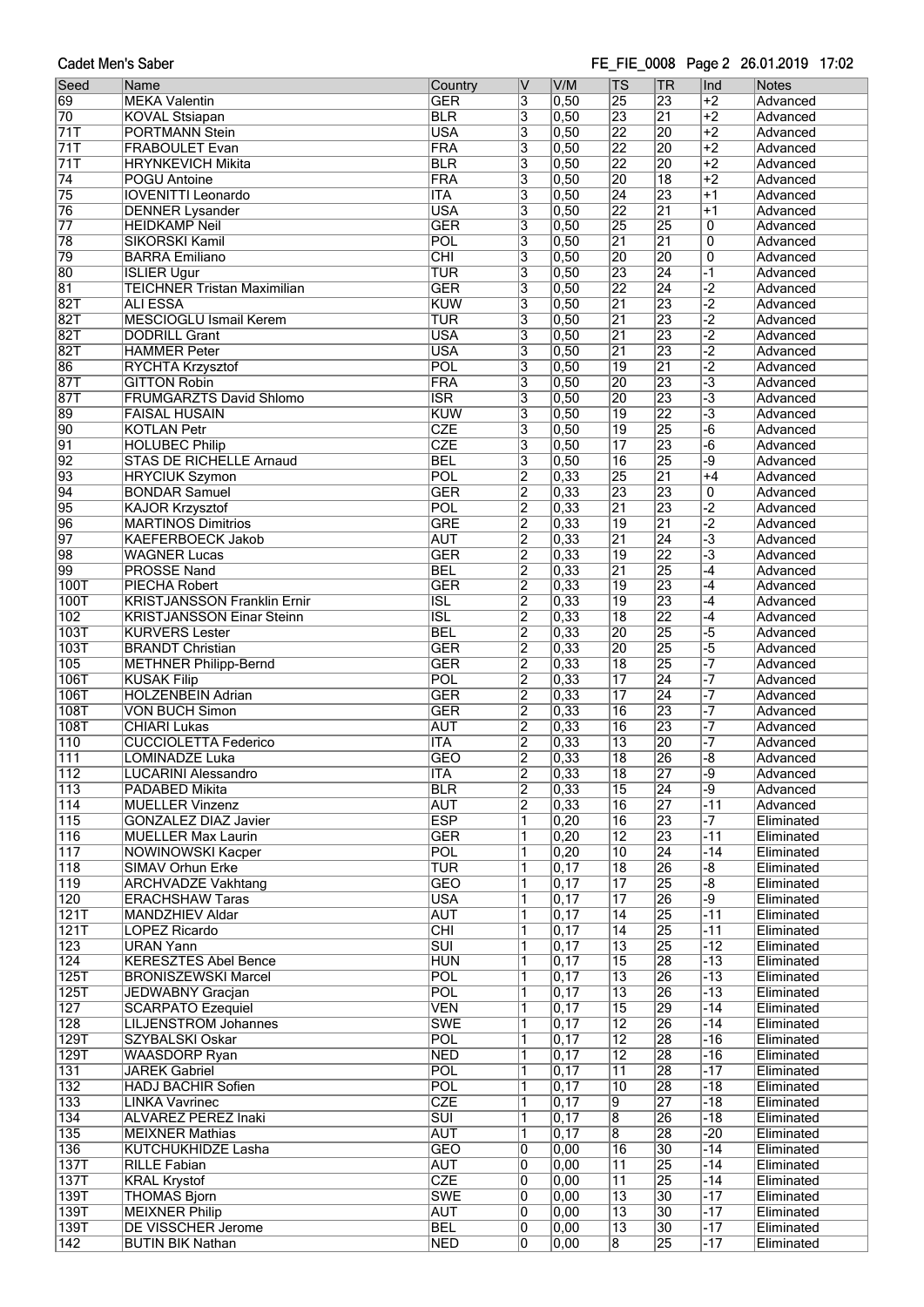| Seed | Name | Country | V | V/M | TS | TR | Ind | Notes |
|---|---|---|---|---|---|---|---|---|
| 69 | MEKA Valentin | GER | 3 | 0,50 | 25 | 23 | +2 | Advanced |
| 70 | KOVAL Stsiapan | BLR | 3 | 0,50 | 23 | 21 | +2 | Advanced |
| 71T | PORTMANN Stein | USA | 3 | 0,50 | 22 | 20 | +2 | Advanced |
| 71T | FRABOULET Evan | FRA | 3 | 0,50 | 22 | 20 | +2 | Advanced |
| 71T | HRYNKEVICH Mikita | BLR | 3 | 0,50 | 22 | 20 | +2 | Advanced |
| 74 | POGU Antoine | FRA | 3 | 0,50 | 20 | 18 | +2 | Advanced |
| 75 | IOVENITTI Leonardo | ITA | 3 | 0,50 | 24 | 23 | +1 | Advanced |
| 76 | DENNER Lysander | USA | 3 | 0,50 | 22 | 21 | +1 | Advanced |
| 77 | HEIDKAMP Neil | GER | 3 | 0,50 | 25 | 25 | 0 | Advanced |
| 78 | SIKORSKI Kamil | POL | 3 | 0,50 | 21 | 21 | 0 | Advanced |
| 79 | BARRA Emiliano | CHI | 3 | 0,50 | 20 | 20 | 0 | Advanced |
| 80 | ISLIER Ugur | TUR | 3 | 0,50 | 23 | 24 | -1 | Advanced |
| 81 | TEICHNER Tristan Maximilian | GER | 3 | 0,50 | 22 | 24 | -2 | Advanced |
| 82T | ALI ESSA | KUW | 3 | 0,50 | 21 | 23 | -2 | Advanced |
| 82T | MESCIOGLU Ismail Kerem | TUR | 3 | 0,50 | 21 | 23 | -2 | Advanced |
| 82T | DODRILL Grant | USA | 3 | 0,50 | 21 | 23 | -2 | Advanced |
| 82T | HAMMER Peter | USA | 3 | 0,50 | 21 | 23 | -2 | Advanced |
| 86 | RYCHTA Krzysztof | POL | 3 | 0,50 | 19 | 21 | -2 | Advanced |
| 87T | GITTON Robin | FRA | 3 | 0,50 | 20 | 23 | -3 | Advanced |
| 87T | FRUMGARZTS David Shlomo | ISR | 3 | 0,50 | 20 | 23 | -3 | Advanced |
| 89 | FAISAL HUSAIN | KUW | 3 | 0,50 | 19 | 22 | -3 | Advanced |
| 90 | KOTLAN Petr | CZE | 3 | 0,50 | 19 | 25 | -6 | Advanced |
| 91 | HOLUBEC Philip | CZE | 3 | 0,50 | 17 | 23 | -6 | Advanced |
| 92 | STAS DE RICHELLE Arnaud | BEL | 3 | 0,50 | 16 | 25 | -9 | Advanced |
| 93 | HRYCIUK Szymon | POL | 2 | 0,33 | 25 | 21 | +4 | Advanced |
| 94 | BONDAR Samuel | GER | 2 | 0,33 | 23 | 23 | 0 | Advanced |
| 95 | KAJOR Krzysztof | POL | 2 | 0,33 | 21 | 23 | -2 | Advanced |
| 96 | MARTINOS Dimitrios | GRE | 2 | 0,33 | 19 | 21 | -2 | Advanced |
| 97 | KAEFERBOECK Jakob | AUT | 2 | 0,33 | 21 | 24 | -3 | Advanced |
| 98 | WAGNER Lucas | GER | 2 | 0,33 | 19 | 22 | -3 | Advanced |
| 99 | PROSSE Nand | BEL | 2 | 0,33 | 21 | 25 | -4 | Advanced |
| 100T | PIECHA Robert | GER | 2 | 0,33 | 19 | 23 | -4 | Advanced |
| 100T | KRISTJANSSON Franklin Ernir | ISL | 2 | 0,33 | 19 | 23 | -4 | Advanced |
| 102 | KRISTJANSSON Einar Steinn | ISL | 2 | 0,33 | 18 | 22 | -4 | Advanced |
| 103T | KURVERS Lester | BEL | 2 | 0,33 | 20 | 25 | -5 | Advanced |
| 103T | BRANDT Christian | GER | 2 | 0,33 | 20 | 25 | -5 | Advanced |
| 105 | METHNER Philipp-Bernd | GER | 2 | 0,33 | 18 | 25 | -7 | Advanced |
| 106T | KUSAK Filip | POL | 2 | 0,33 | 17 | 24 | -7 | Advanced |
| 106T | HOLZENBEIN Adrian | GER | 2 | 0,33 | 17 | 24 | -7 | Advanced |
| 108T | VON BUCH Simon | GER | 2 | 0,33 | 16 | 23 | -7 | Advanced |
| 108T | CHIARI Lukas | AUT | 2 | 0,33 | 16 | 23 | -7 | Advanced |
| 110 | CUCCIOLETTA Federico | ITA | 2 | 0,33 | 13 | 20 | -7 | Advanced |
| 111 | LOMINADZE Luka | GEO | 2 | 0,33 | 18 | 26 | -8 | Advanced |
| 112 | LUCARINI Alessandro | ITA | 2 | 0,33 | 18 | 27 | -9 | Advanced |
| 113 | PADABED Mikita | BLR | 2 | 0,33 | 15 | 24 | -9 | Advanced |
| 114 | MUELLER Vinzenz | AUT | 2 | 0,33 | 16 | 27 | -11 | Advanced |
| 115 | GONZALEZ DIAZ Javier | ESP | 1 | 0,20 | 16 | 23 | -7 | Eliminated |
| 116 | MUELLER Max Laurin | GER | 1 | 0,20 | 12 | 23 | -11 | Eliminated |
| 117 | NOWINOWSKI Kacper | POL | 1 | 0,20 | 10 | 24 | -14 | Eliminated |
| 118 | SIMAV Orhun Erke | TUR | 1 | 0,17 | 18 | 26 | -8 | Eliminated |
| 119 | ARCHVADZE Vakhtang | GEO | 1 | 0,17 | 17 | 25 | -8 | Eliminated |
| 120 | ERACHSHAW Taras | USA | 1 | 0,17 | 17 | 26 | -9 | Eliminated |
| 121T | MANDZHIEV Aldar | AUT | 1 | 0,17 | 14 | 25 | -11 | Eliminated |
| 121T | LOPEZ Ricardo | CHI | 1 | 0,17 | 14 | 25 | -11 | Eliminated |
| 123 | URAN Yann | SUI | 1 | 0,17 | 13 | 25 | -12 | Eliminated |
| 124 | KERESZTES Abel Bence | HUN | 1 | 0,17 | 15 | 28 | -13 | Eliminated |
| 125T | BRONISZEWSKI Marcel | POL | 1 | 0,17 | 13 | 26 | -13 | Eliminated |
| 125T | JEDWABNY Gracjan | POL | 1 | 0,17 | 13 | 26 | -13 | Eliminated |
| 127 | SCARPATO Ezequiel | VEN | 1 | 0,17 | 15 | 29 | -14 | Eliminated |
| 128 | LILJENSTROM Johannes | SWE | 1 | 0,17 | 12 | 26 | -14 | Eliminated |
| 129T | SZYBALSKI Oskar | POL | 1 | 0,17 | 12 | 28 | -16 | Eliminated |
| 129T | WAASDORP Ryan | NED | 1 | 0,17 | 12 | 28 | -16 | Eliminated |
| 131 | JAREK Gabriel | POL | 1 | 0,17 | 11 | 28 | -17 | Eliminated |
| 132 | HADJ BACHIR Sofien | POL | 1 | 0,17 | 10 | 28 | -18 | Eliminated |
| 133 | LINKA Vavrinec | CZE | 1 | 0,17 | 9 | 27 | -18 | Eliminated |
| 134 | ALVAREZ PEREZ Inaki | SUI | 1 | 0,17 | 8 | 26 | -18 | Eliminated |
| 135 | MEIXNER Mathias | AUT | 1 | 0,17 | 8 | 28 | -20 | Eliminated |
| 136 | KUTCHUKHIDZE Lasha | GEO | 0 | 0,00 | 16 | 30 | -14 | Eliminated |
| 137T | RILLE Fabian | AUT | 0 | 0,00 | 11 | 25 | -14 | Eliminated |
| 137T | KRAL Krystof | CZE | 0 | 0,00 | 11 | 25 | -14 | Eliminated |
| 139T | THOMAS Bjorn | SWE | 0 | 0,00 | 13 | 30 | -17 | Eliminated |
| 139T | MEIXNER Philip | AUT | 0 | 0,00 | 13 | 30 | -17 | Eliminated |
| 139T | DE VISSCHER Jerome | BEL | 0 | 0,00 | 13 | 30 | -17 | Eliminated |
| 142 | BUTIN BIK Nathan | NED | 0 | 0,00 | 8 | 25 | -17 | Eliminated |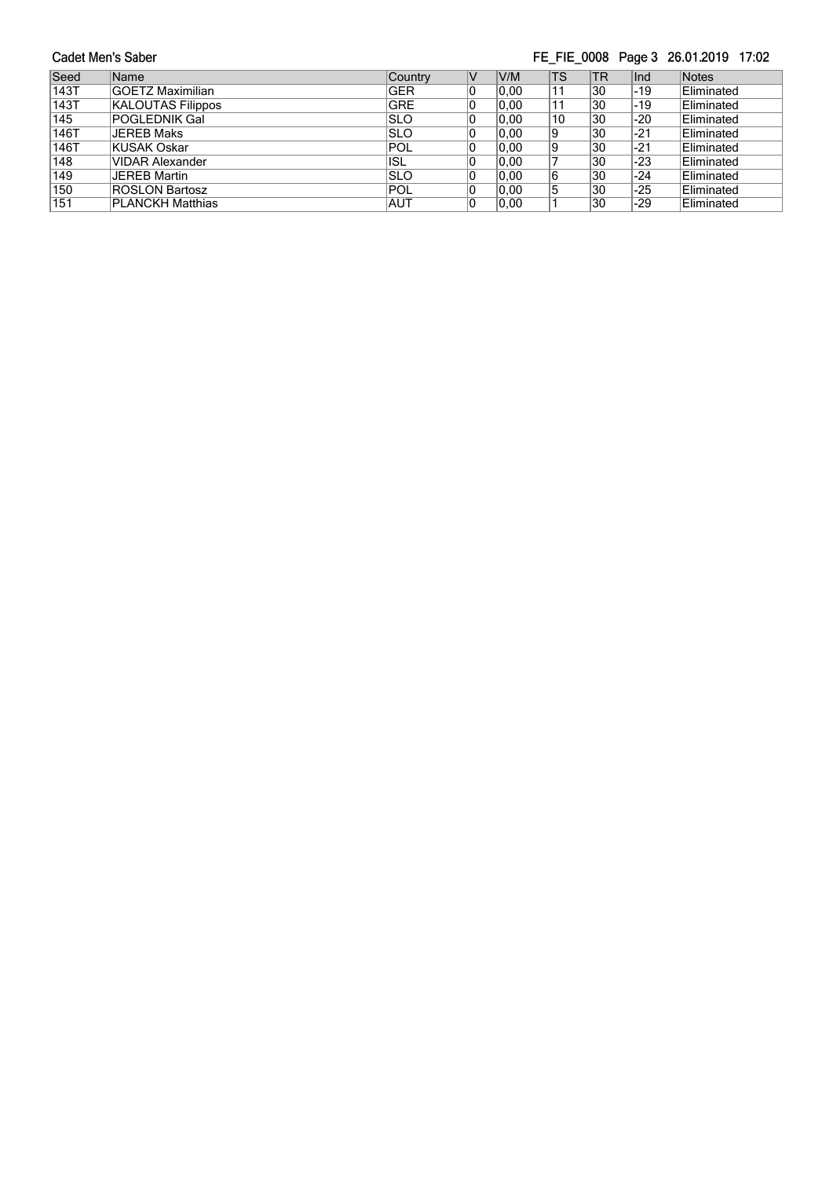Cadet Men's Saber

| Seed | Name | Country | V | V/M | TS | TR | Ind | Notes |
|---|---|---|---|---|---|---|---|---|
| 143T | GOETZ Maximilian | GER | 0 | 0,00 | 11 | 30 | -19 | Eliminated |
| 143T | KALOUTAS Filippos | GRE | 0 | 0,00 | 11 | 30 | -19 | Eliminated |
| 145 | POGLEDNIK Gal | SLO | 0 | 0,00 | 10 | 30 | -20 | Eliminated |
| 146T | JEREB Maks | SLO | 0 | 0,00 | 9 | 30 | -21 | Eliminated |
| 146T | KUSAK Oskar | POL | 0 | 0,00 | 9 | 30 | -21 | Eliminated |
| 148 | VIDAR Alexander | ISL | 0 | 0,00 | 7 | 30 | -23 | Eliminated |
| 149 | JEREB Martin | SLO | 0 | 0,00 | 6 | 30 | -24 | Eliminated |
| 150 | ROSLON Bartosz | POL | 0 | 0,00 | 5 | 30 | -25 | Eliminated |
| 151 | PLANCKH Matthias | AUT | 0 | 0,00 | 1 | 30 | -29 | Eliminated |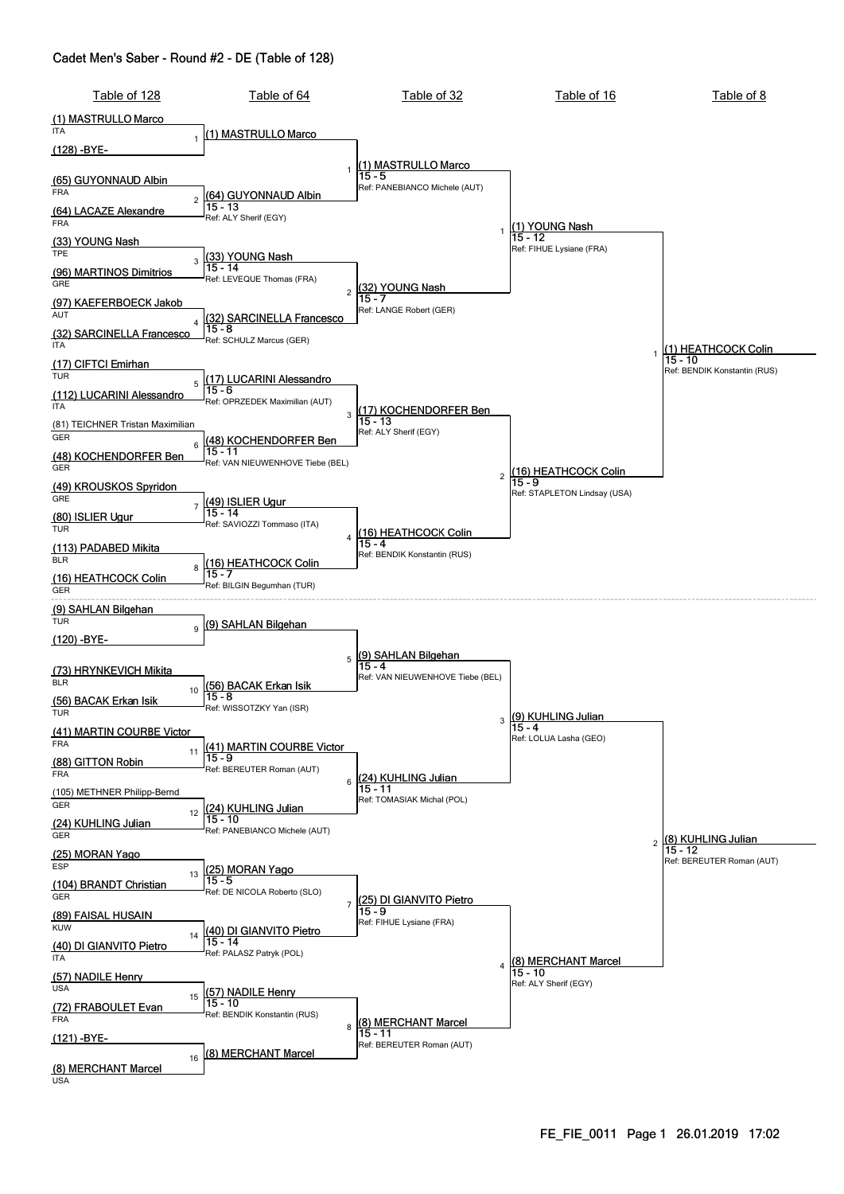# Cadet Men's Saber - Round #2 - DE (Table of 128)

## Table of 128

| # | Fencer | Country |
|---|---|---|
| 1 | (1) MASTRULLO Marco | ITA |
| | (128) -BYE- | |
| 2 | (65) GUYONNAUD Albin | FRA |
| | (64) LACAZE Alexandre | FRA |
| 3 | (33) YOUNG Nash | TPE |
| | (96) MARTINOS Dimitrios | GRE |
| 4 | (97) KAEFERBOECK Jakob | AUT |
| | (32) SARCINELLA Francesco | ITA |
| 5 | (17) CIFTCI Emirhan | TUR |
| | (112) LUCARINI Alessandro | ITA |
| 6 | (81) TEICHNER Tristan Maximilian | GER |
| | (48) KOCHENDORFER Ben | GER |
| 7 | (49) KROUSKOS Spyridon | GRE |
| | (80) ISLIER Ugur | TUR |
| 8 | (113) PADABED Mikita | BLR |
| | (16) HEATHCOCK Colin | GER |
| 9 | (9) SAHLAN Bilgehan | TUR |
| | (120) -BYE- | |
| 10 | (73) HRYNKEVICH Mikita | BLR |
| | (56) BACAK Erkan Isik | TUR |
| 11 | (41) MARTIN COURBE Victor | FRA |
| | (88) GITTON Robin | FRA |
| 12 | (105) METHNER Philipp-Bernd | GER |
| | (24) KUHLING Julian | GER |
| 13 | (25) MORAN Yago | ESP |
| | (104) BRANDT Christian | GER |
| 14 | (89) FAISAL HUSAIN | KUW |
| | (40) DI GIANVITO Pietro | ITA |
| 15 | (57) NADILE Henry | USA |
| | (72) FRABOULET Evan | FRA |
| 16 | (121) -BYE- | |
| | (8) MERCHANT Marcel | USA |

## Table of 64

| # | Winner | Score | Referee |
|---|---|---|---|
| 1 | (1) MASTRULLO Marco | | |
| 2 | (64) GUYONNAUD Albin | 15 - 13 | Ref: ALY Sherif (EGY) |
| 3 | (33) YOUNG Nash | 15 - 14 | Ref: LEVEQUE Thomas (FRA) |
| 4 | (32) SARCINELLA Francesco | 15 - 8 | Ref: SCHULZ Marcus (GER) |
| 5 | (17) LUCARINI Alessandro | 15 - 6 | Ref: OPRZEDEK Maximilian (AUT) |
| 6 | (48) KOCHENDORFER Ben | 15 - 11 | Ref: VAN NIEUWENHOVE Tiebe (BEL) |
| 7 | (49) ISLIER Ugur | 15 - 14 | Ref: SAVIOZZI Tommaso (ITA) |
| 8 | (16) HEATHCOCK Colin | 15 - 7 | Ref: BILGIN Begumhan (TUR) |
| 9 | (9) SAHLAN Bilgehan | | |
| 10 | (56) BACAK Erkan Isik | 15 - 8 | Ref: WISSOTZKY Yan (ISR) |
| 11 | (41) MARTIN COURBE Victor | 15 - 9 | Ref: BEREUTER Roman (AUT) |
| 12 | (24) KUHLING Julian | 15 - 10 | Ref: PANEBIANCO Michele (AUT) |
| 13 | (25) MORAN Yago | 15 - 5 | Ref: DE NICOLA Roberto (SLO) |
| 14 | (40) DI GIANVITO Pietro | 15 - 14 | Ref: PALASZ Patryk (POL) |
| 15 | (57) NADILE Henry | 15 - 10 | Ref: BENDIK Konstantin (RUS) |
| 16 | (8) MERCHANT Marcel | | |

## Table of 32

| # | Winner | Score | Referee |
|---|---|---|---|
| 1 | (1) MASTRULLO Marco | 15 - 5 | Ref: PANEBIANCO Michele (AUT) |
| 2 | (32) YOUNG Nash | 15 - 7 | Ref: LANGE Robert (GER) |
| 3 | (17) KOCHENDORFER Ben | 15 - 13 | Ref: ALY Sherif (EGY) |
| 4 | (16) HEATHCOCK Colin | 15 - 4 | Ref: BENDIK Konstantin (RUS) |
| 5 | (9) SAHLAN Bilgehan | 15 - 4 | Ref: VAN NIEUWENHOVE Tiebe (BEL) |
| 6 | (24) KUHLING Julian | 15 - 11 | Ref: TOMASIAK Michal (POL) |
| 7 | (25) DI GIANVITO Pietro | 15 - 9 | Ref: FIHUE Lysiane (FRA) |
| 8 | (8) MERCHANT Marcel | 15 - 11 | Ref: BEREUTER Roman (AUT) |

## Table of 16

| # | Winner | Score | Referee |
|---|---|---|---|
| 1 | (1) YOUNG Nash | 15 - 12 | Ref: FIHUE Lysiane (FRA) |
| 2 | (16) HEATHCOCK Colin | 15 - 9 | Ref: STAPLETON Lindsay (USA) |
| 3 | (9) KUHLING Julian | 15 - 4 | Ref: LOLUA Lasha (GEO) |
| 4 | (8) MERCHANT Marcel | 15 - 10 | Ref: ALY Sherif (EGY) |

## Table of 8

| # | Winner | Score | Referee |
|---|---|---|---|
| 1 | (1) HEATHCOCK Colin | 15 - 10 | Ref: BENDIK Konstantin (RUS) |
| 2 | (8) KUHLING Julian | 15 - 12 | Ref: BEREUTER Roman (AUT) |

FE_FIE_0011 Page 1 26.01.2019 17:02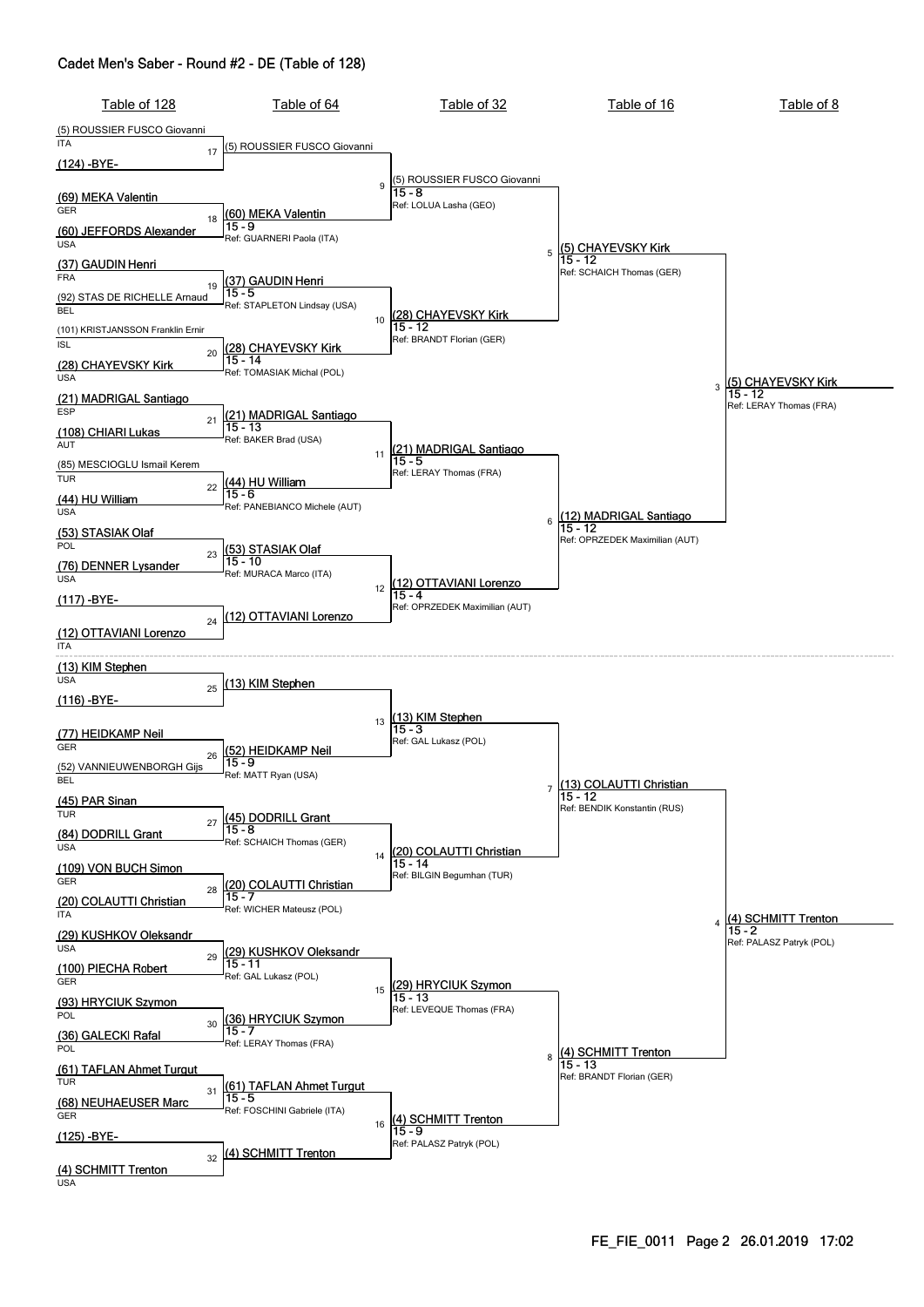# Cadet Men's Saber - Round #2 - DE (Table of 128)

## Table of 128

| Bout | Fencer 1 | Fencer 2 |
|---|---|---|
| 17 | (5) ROUSSIER FUSCO Giovanni (ITA) | (124) -BYE- |
| 18 | (69) MEKA Valentin (GER) | (60) JEFFORDS Alexander (USA) |
| 19 | (37) GAUDIN Henri (FRA) | (92) STAS DE RICHELLE Arnaud (BEL) |
| 20 | (101) KRISTJANSSON Franklin Ernir (ISL) | (28) CHAYEVSKY Kirk (USA) |
| 21 | (21) MADRIGAL Santiago (ESP) | (108) CHIARI Lukas (AUT) |
| 22 | (85) MESCIOGLU Ismail Kerem (TUR) | (44) HU William (USA) |
| 23 | (53) STASIAK Olaf (POL) | (76) DENNER Lysander (USA) |
| 24 | (117) -BYE- | (12) OTTAVIANI Lorenzo (ITA) |
| 25 | (13) KIM Stephen (USA) | (116) -BYE- |
| 26 | (77) HEIDKAMP Neil (GER) | (52) VANNIEUWENBORGH Gijs (BEL) |
| 27 | (45) PAR Sinan (TUR) | (84) DODRILL Grant (USA) |
| 28 | (109) VON BUCH Simon (GER) | (20) COLAUTTI Christian (ITA) |
| 29 | (29) KUSHKOV Oleksandr (USA) | (100) PIECHA Robert (GER) |
| 30 | (93) HRYCIUK Szymon (POL) | (36) GALECKI Rafal (POL) |
| 31 | (61) TAFLAN Ahmet Turgut (TUR) | (68) NEUHAEUSER Marc (GER) |
| 32 | (125) -BYE- | (4) SCHMITT Trenton (USA) |

## Table of 64

| Bout | Winner | Score | Referee |
|---|---|---|---|
| 17 | (5) ROUSSIER FUSCO Giovanni | | |
| 18 | (60) MEKA Valentin | 15 - 9 | GUARNERI Paola (ITA) |
| 19 | (37) GAUDIN Henri | 15 - 5 | STAPLETON Lindsay (USA) |
| 20 | (28) CHAYEVSKY Kirk | 15 - 14 | TOMASIAK Michal (POL) |
| 21 | (21) MADRIGAL Santiago | 15 - 13 | BAKER Brad (USA) |
| 22 | (44) HU William | 15 - 6 | PANEBIANCO Michele (AUT) |
| 23 | (53) STASIAK Olaf | 15 - 10 | MURACA Marco (ITA) |
| 24 | (12) OTTAVIANI Lorenzo | | |
| 25 | (13) KIM Stephen | | |
| 26 | (52) HEIDKAMP Neil | 15 - 9 | MATT Ryan (USA) |
| 27 | (45) DODRILL Grant | 15 - 8 | SCHAICH Thomas (GER) |
| 28 | (20) COLAUTTI Christian | 15 - 7 | WICHER Mateusz (POL) |
| 29 | (29) KUSHKOV Oleksandr | 15 - 11 | GAL Lukasz (POL) |
| 30 | (36) HRYCIUK Szymon | 15 - 7 | LERAY Thomas (FRA) |
| 31 | (61) TAFLAN Ahmet Turgut | 15 - 5 | FOSCHINI Gabriele (ITA) |
| 32 | (4) SCHMITT Trenton | | |

## Table of 32

| Bout | Winner | Score | Referee |
|---|---|---|---|
| 9 | (5) ROUSSIER FUSCO Giovanni | 15 - 8 | LOLUA Lasha (GEO) |
| 10 | (28) CHAYEVSKY Kirk | 15 - 12 | BRANDT Florian (GER) |
| 11 | (21) MADRIGAL Santiago | 15 - 5 | LERAY Thomas (FRA) |
| 12 | (12) OTTAVIANI Lorenzo | 15 - 4 | OPRZEDEK Maximilian (AUT) |
| 13 | (13) KIM Stephen | 15 - 3 | GAL Lukasz (POL) |
| 14 | (20) COLAUTTI Christian | 15 - 14 | BILGIN Begumhan (TUR) |
| 15 | (29) HRYCIUK Szymon | 15 - 13 | LEVEQUE Thomas (FRA) |
| 16 | (4) SCHMITT Trenton | 15 - 9 | PALASZ Patryk (POL) |

## Table of 16

| Bout | Winner | Score | Referee |
|---|---|---|---|
| 5 | (5) CHAYEVSKY Kirk | 15 - 12 | SCHAICH Thomas (GER) |
| 6 | (12) MADRIGAL Santiago | 15 - 12 | OPRZEDEK Maximilian (AUT) |
| 7 | (13) COLAUTTI Christian | 15 - 12 | BENDIK Konstantin (RUS) |
| 8 | (4) SCHMITT Trenton | 15 - 13 | BRANDT Florian (GER) |

## Table of 8

| Bout | Winner | Score | Referee |
|---|---|---|---|
| 3 | (5) CHAYEVSKY Kirk | 15 - 12 | LERAY Thomas (FRA) |
| 4 | (4) SCHMITT Trenton | 15 - 2 | PALASZ Patryk (POL) |

FE_FIE_0011 Page 2 26.01.2019 17:02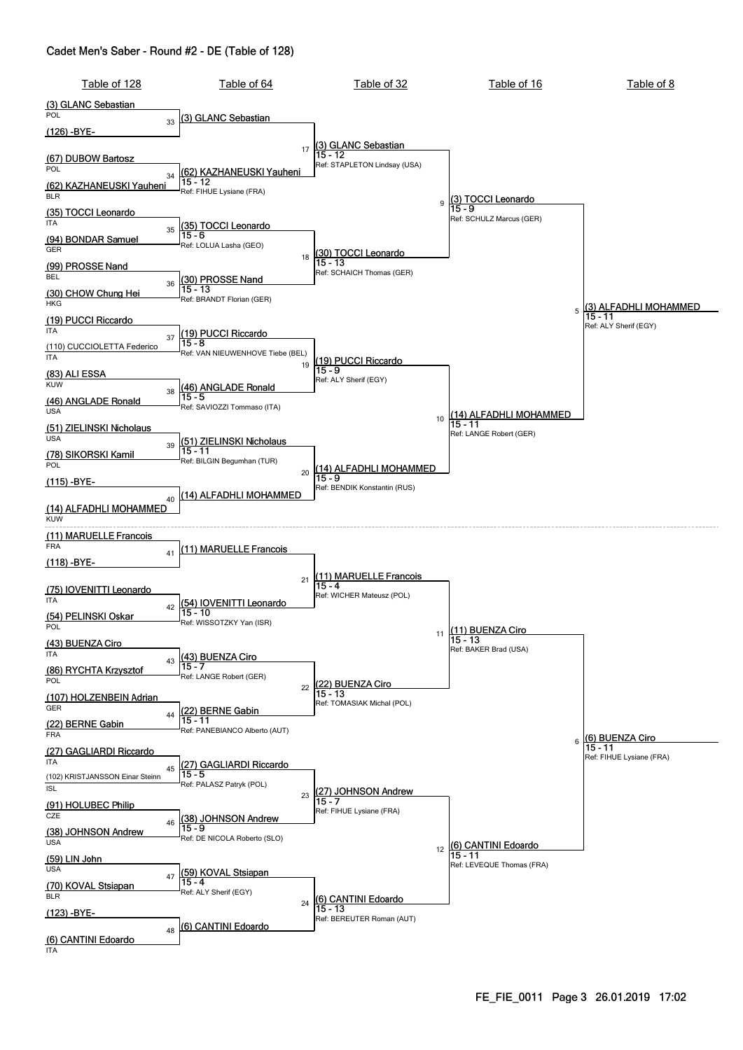## Cadet Men's Saber - Round #2 - DE (Table of 128)

### Table of 128

| Bout | Fencer A | Fencer B |
|---|---|---|
| 33 | (3) GLANC Sebastian (POL) | (126) -BYE- |
| 34 | (67) DUBOW Bartosz (POL) | (62) KAZHANEUSKI Yauheni (BLR) |
| 35 | (35) TOCCI Leonardo (ITA) | (94) BONDAR Samuel (GER) |
| 36 | (99) PROSSE Nand (BEL) | (30) CHOW Chung Hei (HKG) |
| 37 | (19) PUCCI Riccardo (ITA) | (110) CUCCIOLETTA Federico (ITA) |
| 38 | (83) ALI ESSA (KUW) | (46) ANGLADE Ronald (USA) |
| 39 | (51) ZIELINSKI Nicholaus (USA) | (78) SIKORSKI Kamil (POL) |
| 40 | (115) -BYE- | (14) ALFADHLI MOHAMMED (KUW) |
| 41 | (11) MARUELLE Francois (FRA) | (118) -BYE- |
| 42 | (75) IOVENITTI Leonardo (ITA) | (54) PELINSKI Oskar (POL) |
| 43 | (43) BUENZA Ciro (ITA) | (86) RYCHTA Krzysztof (POL) |
| 44 | (107) HOLZENBEIN Adrian (GER) | (22) BERNE Gabin (FRA) |
| 45 | (27) GAGLIARDI Riccardo (ITA) | (102) KRISTJANSSON Einar Steinn (ISL) |
| 46 | (91) HOLUBEC Philip (CZE) | (38) JOHNSON Andrew (USA) |
| 47 | (59) LIN John (USA) | (70) KOVAL Stsiapan (BLR) |
| 48 | (123) -BYE- | (6) CANTINI Edoardo (ITA) |

### Table of 64

| Bout | Winner | Score | Referee |
|---|---|---|---|
| 33 | (3) GLANC Sebastian | | |
| 34 | (62) KAZHANEUSKI Yauheni | 15 - 12 | FIHUE Lysiane (FRA) |
| 35 | (35) TOCCI Leonardo | 15 - 6 | LOLUA Lasha (GEO) |
| 36 | (30) PROSSE Nand | 15 - 13 | BRANDT Florian (GER) |
| 37 | (19) PUCCI Riccardo | 15 - 8 | VAN NIEUWENHOVE Tiebe (BEL) |
| 38 | (46) ANGLADE Ronald | 15 - 5 | SAVIOZZI Tommaso (ITA) |
| 39 | (51) ZIELINSKI Nicholaus | 15 - 11 | BILGIN Begumhan (TUR) |
| 40 | (14) ALFADHLI MOHAMMED | | |
| 41 | (11) MARUELLE Francois | | |
| 42 | (54) IOVENITTI Leonardo | 15 - 10 | WISSOTZKY Yan (ISR) |
| 43 | (43) BUENZA Ciro | 15 - 7 | LANGE Robert (GER) |
| 44 | (22) BERNE Gabin | 15 - 11 | PANEBIANCO Alberto (AUT) |
| 45 | (27) GAGLIARDI Riccardo | 15 - 5 | PALASZ Patryk (POL) |
| 46 | (38) JOHNSON Andrew | 15 - 9 | DE NICOLA Roberto (SLO) |
| 47 | (59) KOVAL Stsiapan | 15 - 4 | ALY Sherif (EGY) |
| 48 | (6) CANTINI Edoardo | | |

### Table of 32

| Bout | Winner | Score | Referee |
|---|---|---|---|
| 17 | (3) GLANC Sebastian | 15 - 12 | STAPLETON Lindsay (USA) |
| 18 | (30) TOCCI Leonardo | 15 - 13 | SCHAICH Thomas (GER) |
| 19 | (19) PUCCI Riccardo | 15 - 9 | ALY Sherif (EGY) |
| 20 | (14) ALFADHLI MOHAMMED | 15 - 9 | BENDIK Konstantin (RUS) |
| 21 | (11) MARUELLE Francois | 15 - 4 | WICHER Mateusz (POL) |
| 22 | (22) BUENZA Ciro | 15 - 13 | TOMASIAK Michal (POL) |
| 23 | (27) JOHNSON Andrew | 15 - 7 | FIHUE Lysiane (FRA) |
| 24 | (6) CANTINI Edoardo | 15 - 13 | BEREUTER Roman (AUT) |

### Table of 16

| Bout | Winner | Score | Referee |
|---|---|---|---|
| 9 | (3) TOCCI Leonardo | 15 - 9 | SCHULZ Marcus (GER) |
| 10 | (14) ALFADHLI MOHAMMED | 15 - 11 | LANGE Robert (GER) |
| 11 | (11) BUENZA Ciro | 15 - 13 | BAKER Brad (USA) |
| 12 | (6) CANTINI Edoardo | 15 - 11 | LEVEQUE Thomas (FRA) |

### Table of 8

| Bout | Winner | Score | Referee |
|---|---|---|---|
| 5 | (3) ALFADHLI MOHAMMED | 15 - 11 | ALY Sherif (EGY) |
| 6 | (6) BUENZA Ciro | 15 - 11 | FIHUE Lysiane (FRA) |

FE_FIE_0011 Page 3 26.01.2019 17:02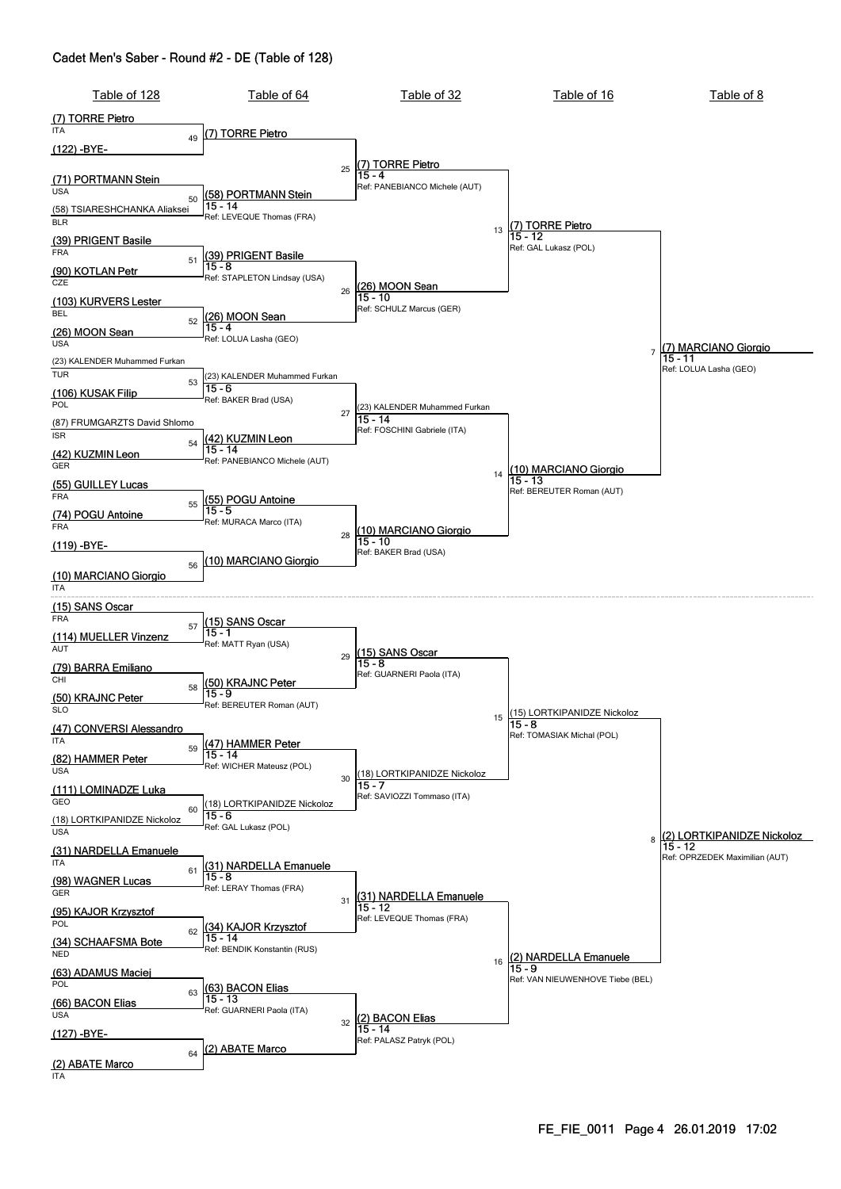# Cadet Men's Saber - Round #2 - DE (Table of 128)

## Table of 128

| Seed | Name | Country |
|---|---|---|
| (7) | TORRE Pietro | ITA |
| (122) | -BYE- | |
| (71) | PORTMANN Stein | USA |
| (58) | TSIARESHCHANKA Aliaksei | BLR |
| (39) | PRIGENT Basile | FRA |
| (90) | KOTLAN Petr | CZE |
| (103) | KURVERS Lester | BEL |
| (26) | MOON Sean | USA |
| (23) | KALENDER Muhammed Furkan | TUR |
| (106) | KUSAK Filip | POL |
| (87) | FRUMGARZTS David Shlomo | ISR |
| (42) | KUZMIN Leon | GER |
| (55) | GUILLEY Lucas | FRA |
| (74) | POGU Antoine | FRA |
| (119) | -BYE- | |
| (10) | MARCIANO Giorgio | ITA |
| (15) | SANS Oscar | FRA |
| (114) | MUELLER Vinzenz | AUT |
| (79) | BARRA Emiliano | CHI |
| (50) | KRAJNC Peter | SLO |
| (47) | CONVERSI Alessandro | ITA |
| (82) | HAMMER Peter | USA |
| (111) | LOMINADZE Luka | GEO |
| (18) | LORTKIPANIDZE Nickoloz | USA |
| (31) | NARDELLA Emanuele | ITA |
| (98) | WAGNER Lucas | GER |
| (95) | KAJOR Krzysztof | POL |
| (34) | SCHAAFSMA Bote | NED |
| (63) | ADAMUS Maciej | POL |
| (66) | BACON Elias | USA |
| (127) | -BYE- | |
| (2) | ABATE Marco | ITA |

## Table of 64

| Bout | Winner | Score | Referee |
|---|---|---|---|
| 49 | (7) TORRE Pietro | | |
| 50 | (58) PORTMANN Stein | 15 - 14 | LEVEQUE Thomas (FRA) |
| 51 | (39) PRIGENT Basile | 15 - 8 | STAPLETON Lindsay (USA) |
| 52 | (26) MOON Sean | 15 - 4 | LOLUA Lasha (GEO) |
| 53 | (23) KALENDER Muhammed Furkan | 15 - 6 | BAKER Brad (USA) |
| 54 | (42) KUZMIN Leon | 15 - 14 | PANEBIANCO Michele (AUT) |
| 55 | (55) POGU Antoine | 15 - 5 | MURACA Marco (ITA) |
| 56 | (10) MARCIANO Giorgio | | |
| 57 | (15) SANS Oscar | 15 - 1 | MATT Ryan (USA) |
| 58 | (50) KRAJNC Peter | 15 - 9 | BEREUTER Roman (AUT) |
| 59 | (47) HAMMER Peter | 15 - 14 | WICHER Mateusz (POL) |
| 60 | (18) LORTKIPANIDZE Nickoloz | 15 - 6 | GAL Lukasz (POL) |
| 61 | (31) NARDELLA Emanuele | 15 - 8 | LERAY Thomas (FRA) |
| 62 | (34) KAJOR Krzysztof | 15 - 14 | BENDIK Konstantin (RUS) |
| 63 | (63) BACON Elias | 15 - 13 | GUARNERI Paola (ITA) |
| 64 | (2) ABATE Marco | | |

## Table of 32

| Bout | Winner | Score | Referee |
|---|---|---|---|
| 25 | (7) TORRE Pietro | 15 - 4 | PANEBIANCO Michele (AUT) |
| 26 | (26) MOON Sean | 15 - 10 | SCHULZ Marcus (GER) |
| 27 | (23) KALENDER Muhammed Furkan | 15 - 14 | FOSCHINI Gabriele (ITA) |
| 28 | (10) MARCIANO Giorgio | 15 - 10 | BAKER Brad (USA) |
| 29 | (15) SANS Oscar | 15 - 8 | GUARNERI Paola (ITA) |
| 30 | (18) LORTKIPANIDZE Nickoloz | 15 - 7 | SAVIOZZI Tommaso (ITA) |
| 31 | (31) NARDELLA Emanuele | 15 - 12 | LEVEQUE Thomas (FRA) |
| 32 | (2) BACON Elias | 15 - 14 | PALASZ Patryk (POL) |

## Table of 16

| Bout | Winner | Score | Referee |
|---|---|---|---|
| 13 | (7) TORRE Pietro | 15 - 12 | GAL Lukasz (POL) |
| 14 | (10) MARCIANO Giorgio | 15 - 13 | BEREUTER Roman (AUT) |
| 15 | (15) LORTKIPANIDZE Nickoloz | 15 - 8 | TOMASIAK Michal (POL) |
| 16 | (2) NARDELLA Emanuele | 15 - 9 | VAN NIEUWENHOVE Tiebe (BEL) |

## Table of 8

| Bout | Winner | Score | Referee |
|---|---|---|---|
| 7 | (7) MARCIANO Giorgio | 15 - 11 | LOLUA Lasha (GEO) |
| 8 | (2) LORTKIPANIDZE Nickoloz | 15 - 12 | OPRZEDEK Maximilian (AUT) |

FE_FIE_0011 Page 4 26.01.2019 17:02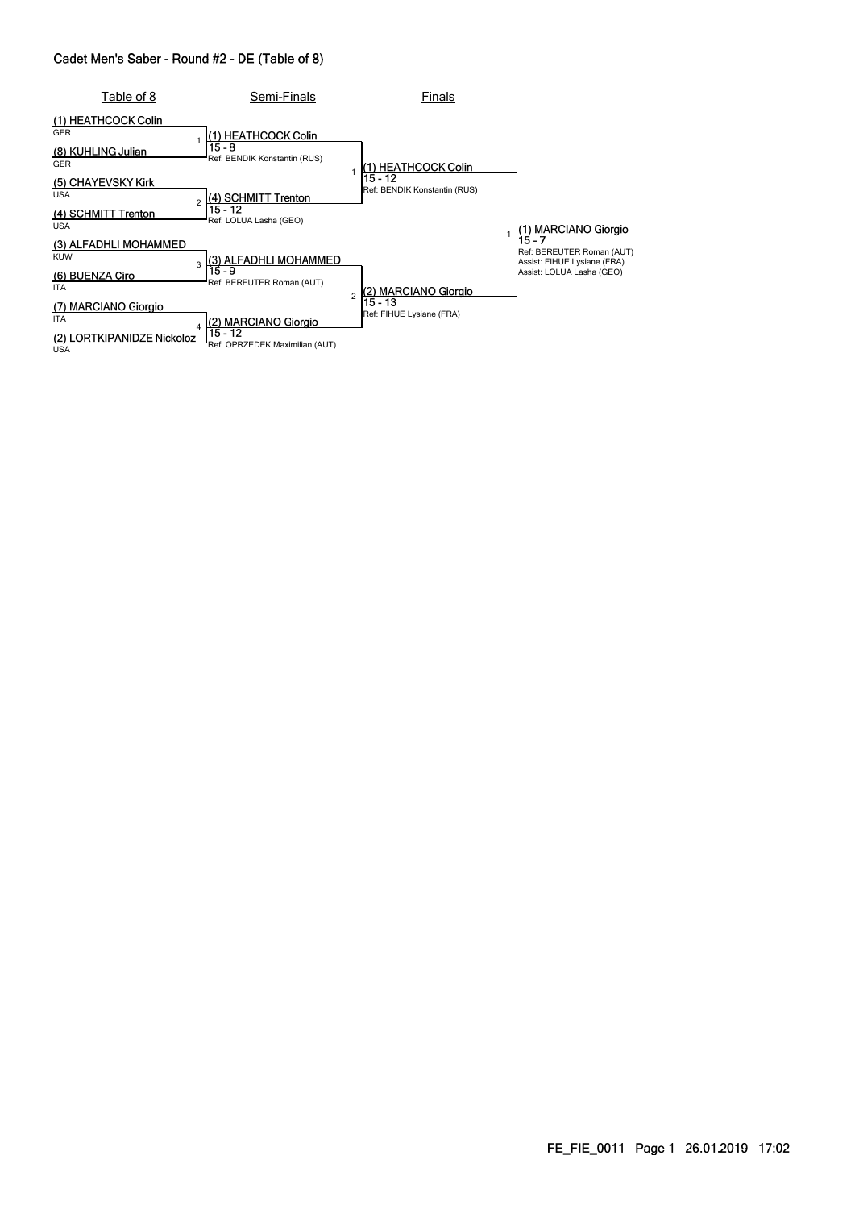## Cadet Men's Saber - Round #2 - DE (Table of 8)

### Table of 8

| # | Fencer | Country |
|---|---|---|
| 1 | (1) HEATHCOCK Colin | GER |
|  | (8) KUHLING Julian | GER |
| 2 | (5) CHAYEVSKY Kirk | USA |
|  | (4) SCHMITT Trenton | USA |
| 3 | (3) ALFADHLI MOHAMMED | KUW |
|  | (6) BUENZA Ciro | ITA |
| 4 | (7) MARCIANO Giorgio | ITA |
|  | (2) LORTKIPANIDZE Nickoloz | USA |

### Semi-Finals

| # | Winner | Score | Referee |
|---|---|---|---|
| 1 | (1) HEATHCOCK Colin | 15 - 8 | Ref: BENDIK Konstantin (RUS) |
| 2 | (4) SCHMITT Trenton | 15 - 12 | Ref: LOLUA Lasha (GEO) |
| 3 | (3) ALFADHLI MOHAMMED | 15 - 9 | Ref: BEREUTER Roman (AUT) |
| 4 | (2) MARCIANO Giorgio | 15 - 12 | Ref: OPRZEDEK Maximilian (AUT) |

### Finals

| # | Winner | Score | Referee |
|---|---|---|---|
| 1 | (1) HEATHCOCK Colin | 15 - 12 | Ref: BENDIK Konstantin (RUS) |
| 2 | (2) MARCIANO Giorgio | 15 - 13 | Ref: FIHUE Lysiane (FRA) |

### Final

| # | Winner | Score | Referee |
|---|---|---|---|
| 1 | (1) MARCIANO Giorgio | 15 - 7 | Ref: BEREUTER Roman (AUT); Assist: FIHUE Lysiane (FRA); Assist: LOLUA Lasha (GEO) |

FE_FIE_0011 Page 1 26.01.2019 17:02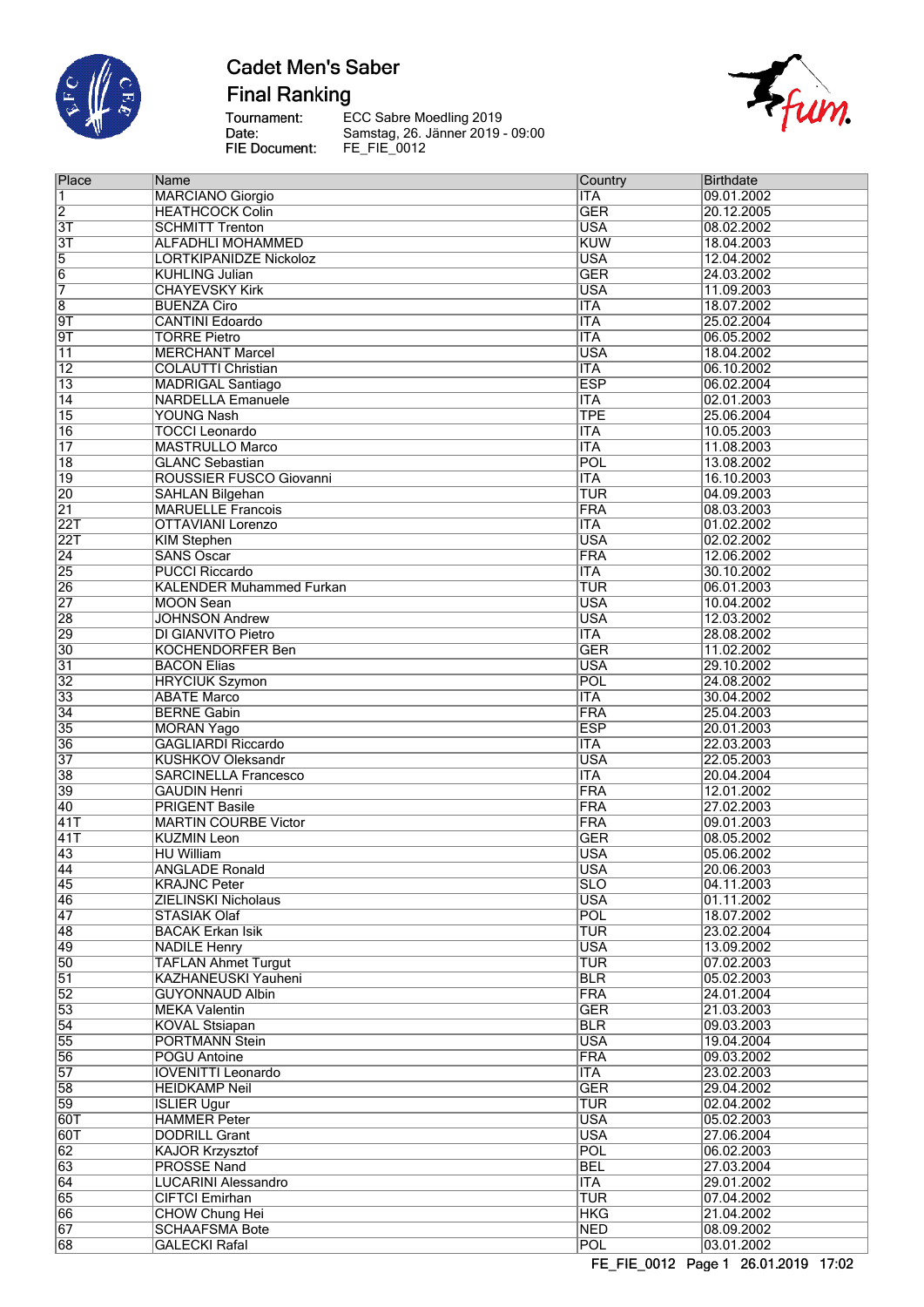# Cadet Men's Saber

## Final Ranking

Tournament: ECC Sabre Moedling 2019
Date: Samstag, 26. Jänner 2019 - 09:00
FIE Document: FE_FIE_0012

| Place | Name | Country | Birthdate |
|---|---|---|---|
| 1 | MARCIANO Giorgio | ITA | 09.01.2002 |
| 2 | HEATHCOCK Colin | GER | 20.12.2005 |
| 3T | SCHMITT Trenton | USA | 08.02.2002 |
| 3T | ALFADHLI MOHAMMED | KUW | 18.04.2003 |
| 5 | LORTKIPANIDZE Nickoloz | USA | 12.04.2002 |
| 6 | KUHLING Julian | GER | 24.03.2002 |
| 7 | CHAYEVSKY Kirk | USA | 11.09.2003 |
| 8 | BUENZA Ciro | ITA | 18.07.2002 |
| 9T | CANTINI Edoardo | ITA | 25.02.2004 |
| 9T | TORRE Pietro | ITA | 06.05.2002 |
| 11 | MERCHANT Marcel | USA | 18.04.2002 |
| 12 | COLAUTTI Christian | ITA | 06.10.2002 |
| 13 | MADRIGAL Santiago | ESP | 06.02.2004 |
| 14 | NARDELLA Emanuele | ITA | 02.01.2003 |
| 15 | YOUNG Nash | TPE | 25.06.2004 |
| 16 | TOCCI Leonardo | ITA | 10.05.2003 |
| 17 | MASTRULLO Marco | ITA | 11.08.2003 |
| 18 | GLANC Sebastian | POL | 13.08.2002 |
| 19 | ROUSSIER FUSCO Giovanni | ITA | 16.10.2003 |
| 20 | SAHLAN Bilgehan | TUR | 04.09.2003 |
| 21 | MARUELLE Francois | FRA | 08.03.2003 |
| 22T | OTTAVIANI Lorenzo | ITA | 01.02.2002 |
| 22T | KIM Stephen | USA | 02.02.2002 |
| 24 | SANS Oscar | FRA | 12.06.2002 |
| 25 | PUCCI Riccardo | ITA | 30.10.2002 |
| 26 | KALENDER Muhammed Furkan | TUR | 06.01.2003 |
| 27 | MOON Sean | USA | 10.04.2002 |
| 28 | JOHNSON Andrew | USA | 12.03.2002 |
| 29 | DI GIANVITO Pietro | ITA | 28.08.2002 |
| 30 | KOCHENDORFER Ben | GER | 11.02.2002 |
| 31 | BACON Elias | USA | 29.10.2002 |
| 32 | HRYCIUK Szymon | POL | 24.08.2002 |
| 33 | ABATE Marco | ITA | 30.04.2002 |
| 34 | BERNE Gabin | FRA | 25.04.2003 |
| 35 | MORAN Yago | ESP | 20.01.2003 |
| 36 | GAGLIARDI Riccardo | ITA | 22.03.2003 |
| 37 | KUSHKOV Oleksandr | USA | 22.05.2003 |
| 38 | SARCINELLA Francesco | ITA | 20.04.2004 |
| 39 | GAUDIN Henri | FRA | 12.01.2002 |
| 40 | PRIGENT Basile | FRA | 27.02.2003 |
| 41T | MARTIN COURBE Victor | FRA | 09.01.2003 |
| 41T | KUZMIN Leon | GER | 08.05.2002 |
| 43 | HU William | USA | 05.06.2002 |
| 44 | ANGLADE Ronald | USA | 20.06.2003 |
| 45 | KRAJNC Peter | SLO | 04.11.2003 |
| 46 | ZIELINSKI Nicholaus | USA | 01.11.2002 |
| 47 | STASIAK Olaf | POL | 18.07.2002 |
| 48 | BACAK Erkan Isik | TUR | 23.02.2004 |
| 49 | NADILE Henry | USA | 13.09.2002 |
| 50 | TAFLAN Ahmet Turgut | TUR | 07.02.2003 |
| 51 | KAZHANEUSKI Yauheni | BLR | 05.02.2003 |
| 52 | GUYONNAUD Albin | FRA | 24.01.2004 |
| 53 | MEKA Valentin | GER | 21.03.2003 |
| 54 | KOVAL Stsiapan | BLR | 09.03.2003 |
| 55 | PORTMANN Stein | USA | 19.04.2004 |
| 56 | POGU Antoine | FRA | 09.03.2002 |
| 57 | IOVENITTI Leonardo | ITA | 23.02.2003 |
| 58 | HEIDKAMP Neil | GER | 29.04.2002 |
| 59 | ISLIER Ugur | TUR | 02.04.2002 |
| 60T | HAMMER Peter | USA | 05.02.2003 |
| 60T | DODRILL Grant | USA | 27.06.2004 |
| 62 | KAJOR Krzysztof | POL | 06.02.2003 |
| 63 | PROSSE Nand | BEL | 27.03.2004 |
| 64 | LUCARINI Alessandro | ITA | 29.01.2002 |
| 65 | CIFTCI Emirhan | TUR | 07.04.2002 |
| 66 | CHOW Chung Hei | HKG | 21.04.2002 |
| 67 | SCHAAFSMA Bote | NED | 08.09.2002 |
| 68 | GALECKI Rafal | POL | 03.01.2002 |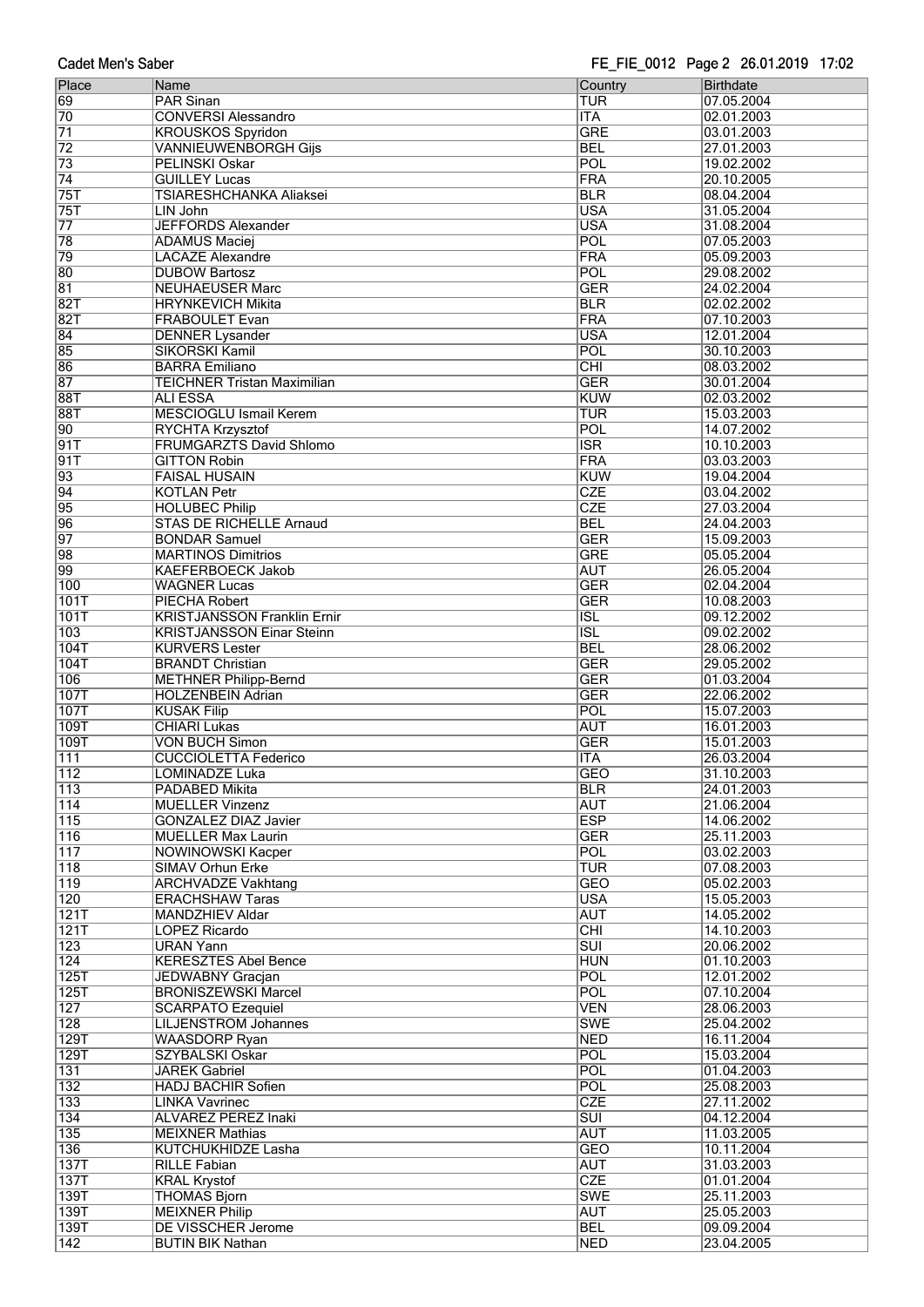| Place | Name | Country | Birthdate |
| --- | --- | --- | --- |
| 69 | PAR Sinan | TUR | 07.05.2004 |
| 70 | CONVERSI Alessandro | ITA | 02.01.2003 |
| 71 | KROUSKOS Spyridon | GRE | 03.01.2003 |
| 72 | VANNIEUWENBORGH Gijs | BEL | 27.01.2003 |
| 73 | PELINSKI Oskar | POL | 19.02.2002 |
| 74 | GUILLEY Lucas | FRA | 20.10.2005 |
| 75T | TSIARESHCHANKA Aliaksei | BLR | 08.04.2004 |
| 75T | LIN John | USA | 31.05.2004 |
| 77 | JEFFORDS Alexander | USA | 31.08.2004 |
| 78 | ADAMUS Maciej | POL | 07.05.2003 |
| 79 | LACAZE Alexandre | FRA | 05.09.2003 |
| 80 | DUBOW Bartosz | POL | 29.08.2002 |
| 81 | NEUHAEUSER Marc | GER | 24.02.2004 |
| 82T | HRYNKEVICH Mikita | BLR | 02.02.2002 |
| 82T | FRABOULET Evan | FRA | 07.10.2003 |
| 84 | DENNER Lysander | USA | 12.01.2004 |
| 85 | SIKORSKI Kamil | POL | 30.10.2003 |
| 86 | BARRA Emiliano | CHI | 08.03.2002 |
| 87 | TEICHNER Tristan Maximilian | GER | 30.01.2004 |
| 88T | ALI ESSA | KUW | 02.03.2002 |
| 88T | MESCIOGLU Ismail Kerem | TUR | 15.03.2003 |
| 90 | RYCHTA Krzysztof | POL | 14.07.2002 |
| 91T | FRUMGARZTS David Shlomo | ISR | 10.10.2003 |
| 91T | GITTON Robin | FRA | 03.03.2003 |
| 93 | FAISAL HUSAIN | KUW | 19.04.2004 |
| 94 | KOTLAN Petr | CZE | 03.04.2002 |
| 95 | HOLUBEC Philip | CZE | 27.03.2004 |
| 96 | STAS DE RICHELLE Arnaud | BEL | 24.04.2003 |
| 97 | BONDAR Samuel | GER | 15.09.2003 |
| 98 | MARTINOS Dimitrios | GRE | 05.05.2004 |
| 99 | KAEFERBOECK Jakob | AUT | 26.05.2004 |
| 100 | WAGNER Lucas | GER | 02.04.2004 |
| 101T | PIECHA Robert | GER | 10.08.2003 |
| 101T | KRISTJANSSON Franklin Ernir | ISL | 09.12.2002 |
| 103 | KRISTJANSSON Einar Steinn | ISL | 09.02.2002 |
| 104T | KURVERS Lester | BEL | 28.06.2002 |
| 104T | BRANDT Christian | GER | 29.05.2002 |
| 106 | METHNER Philipp-Bernd | GER | 01.03.2004 |
| 107T | HOLZENBEIN Adrian | GER | 22.06.2002 |
| 107T | KUSAK Filip | POL | 15.07.2003 |
| 109T | CHIARI Lukas | AUT | 16.01.2003 |
| 109T | VON BUCH Simon | GER | 15.01.2003 |
| 111 | CUCCIOLETTA Federico | ITA | 26.03.2004 |
| 112 | LOMINADZE Luka | GEO | 31.10.2003 |
| 113 | PADABED Mikita | BLR | 24.01.2003 |
| 114 | MUELLER Vinzenz | AUT | 21.06.2004 |
| 115 | GONZALEZ DIAZ Javier | ESP | 14.06.2002 |
| 116 | MUELLER Max Laurin | GER | 25.11.2003 |
| 117 | NOWINOWSKI Kacper | POL | 03.02.2003 |
| 118 | SIMAV Orhun Erke | TUR | 07.08.2003 |
| 119 | ARCHVADZE Vakhtang | GEO | 05.02.2003 |
| 120 | ERACHSHAW Taras | USA | 15.05.2003 |
| 121T | MANDZHIEV Aldar | AUT | 14.05.2002 |
| 121T | LOPEZ Ricardo | CHI | 14.10.2003 |
| 123 | URAN Yann | SUI | 20.06.2002 |
| 124 | KERESZTES Abel Bence | HUN | 01.10.2003 |
| 125T | JEDWABNY Gracjan | POL | 12.01.2002 |
| 125T | BRONISZEWSKI Marcel | POL | 07.10.2004 |
| 127 | SCARPATO Ezequiel | VEN | 28.06.2003 |
| 128 | LILJENSTROM Johannes | SWE | 25.04.2002 |
| 129T | WAASDORP Ryan | NED | 16.11.2004 |
| 129T | SZYBALSKI Oskar | POL | 15.03.2004 |
| 131 | JAREK Gabriel | POL | 01.04.2003 |
| 132 | HADJ BACHIR Sofien | POL | 25.08.2003 |
| 133 | LINKA Vavrinec | CZE | 27.11.2002 |
| 134 | ALVAREZ PEREZ Inaki | SUI | 04.12.2004 |
| 135 | MEIXNER Mathias | AUT | 11.03.2005 |
| 136 | KUTCHUKHIDZE Lasha | GEO | 10.11.2004 |
| 137T | RILLE Fabian | AUT | 31.03.2003 |
| 137T | KRAL Krystof | CZE | 01.01.2004 |
| 139T | THOMAS Bjorn | SWE | 25.11.2003 |
| 139T | MEIXNER Philip | AUT | 25.05.2003 |
| 139T | DE VISSCHER Jerome | BEL | 09.09.2004 |
| 142 | BUTIN BIK Nathan | NED | 23.04.2005 |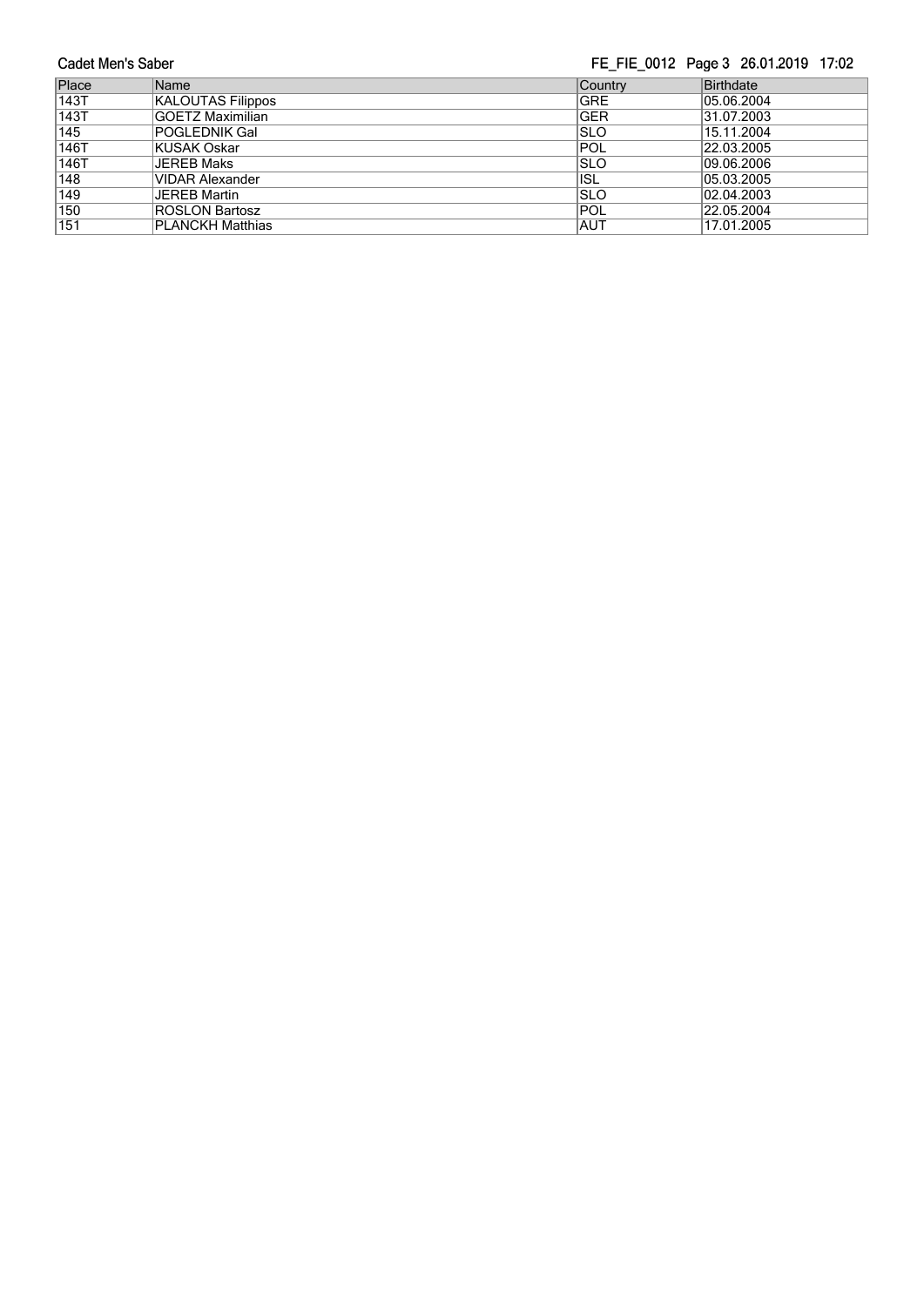| Place | Name | Country | Birthdate |
| --- | --- | --- | --- |
| 143T | KALOUTAS Filippos | GRE | 05.06.2004 |
| 143T | GOETZ Maximilian | GER | 31.07.2003 |
| 145 | POGLEDNIK Gal | SLO | 15.11.2004 |
| 146T | KUSAK Oskar | POL | 22.03.2005 |
| 146T | JEREB Maks | SLO | 09.06.2006 |
| 148 | VIDAR Alexander | ISL | 05.03.2005 |
| 149 | JEREB Martin | SLO | 02.04.2003 |
| 150 | ROSLON Bartosz | POL | 22.05.2004 |
| 151 | PLANCKH Matthias | AUT | 17.01.2005 |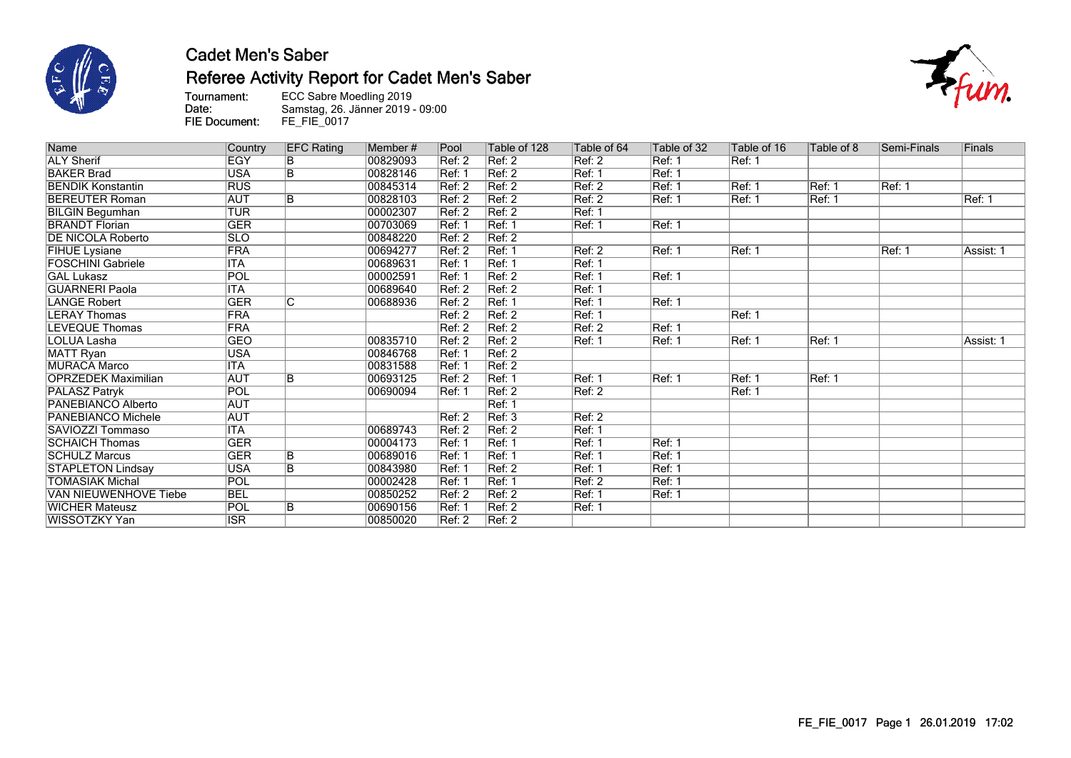# Cadet Men's Saber

## Referee Activity Report for Cadet Men's Saber

**Tournament:** ECC Sabre Moedling 2019
**Date:** Samstag, 26. Jänner 2019 - 09:00
**FIE Document:** FE_FIE_0017

| Name | Country | EFC Rating | Member # | Pool | Table of 128 | Table of 64 | Table of 32 | Table of 16 | Table of 8 | Semi-Finals | Finals |
|---|---|---|---|---|---|---|---|---|---|---|---|
| ALY Sherif | EGY | B | 00829093 | Ref: 2 | Ref: 2 | Ref: 2 | Ref: 1 | Ref: 1 | | | |
| BAKER Brad | USA | B | 00828146 | Ref: 1 | Ref: 2 | Ref: 1 | Ref: 1 | | | | |
| BENDIK Konstantin | RUS | | 00845314 | Ref: 2 | Ref: 2 | Ref: 2 | Ref: 1 | Ref: 1 | Ref: 1 | Ref: 1 | |
| BEREUTER Roman | AUT | B | 00828103 | Ref: 2 | Ref: 2 | Ref: 2 | Ref: 1 | Ref: 1 | Ref: 1 | | Ref: 1 |
| BILGIN Begumhan | TUR | | 00002307 | Ref: 2 | Ref: 2 | Ref: 1 | | | | | |
| BRANDT Florian | GER | | 00703069 | Ref: 1 | Ref: 1 | Ref: 1 | Ref: 1 | | | | |
| DE NICOLA Roberto | SLO | | 00848220 | Ref: 2 | Ref: 2 | | | | | | |
| FIHUE Lysiane | FRA | | 00694277 | Ref: 2 | Ref: 1 | Ref: 2 | Ref: 1 | Ref: 1 | | Ref: 1 | Assist: 1 |
| FOSCHINI Gabriele | ITA | | 00689631 | Ref: 1 | Ref: 1 | Ref: 1 | | | | | |
| GAL Lukasz | POL | | 00002591 | Ref: 1 | Ref: 2 | Ref: 1 | Ref: 1 | | | | |
| GUARNERI Paola | ITA | | 00689640 | Ref: 2 | Ref: 2 | Ref: 1 | | | | | |
| LANGE Robert | GER | C | 00688936 | Ref: 2 | Ref: 1 | Ref: 1 | Ref: 1 | | | | |
| LERAY Thomas | FRA | | | Ref: 2 | Ref: 2 | Ref: 1 | | Ref: 1 | | | |
| LEVEQUE Thomas | FRA | | | Ref: 2 | Ref: 2 | Ref: 2 | Ref: 1 | | | | |
| LOLUA Lasha | GEO | | 00835710 | Ref: 2 | Ref: 2 | Ref: 1 | Ref: 1 | Ref: 1 | Ref: 1 | | Assist: 1 |
| MATT Ryan | USA | | 00846768 | Ref: 1 | Ref: 2 | | | | | | |
| MURACA Marco | ITA | | 00831588 | Ref: 1 | Ref: 2 | | | | | | |
| OPRZEDEK Maximilian | AUT | B | 00693125 | Ref: 2 | Ref: 1 | Ref: 1 | Ref: 1 | Ref: 1 | Ref: 1 | | |
| PALASZ Patryk | POL | | 00690094 | Ref: 1 | Ref: 2 | Ref: 2 | | Ref: 1 | | | |
| PANEBIANCO Alberto | AUT | | | | Ref: 1 | | | | | | |
| PANEBIANCO Michele | AUT | | | Ref: 2 | Ref: 3 | Ref: 2 | | | | | |
| SAVIOZZI Tommaso | ITA | | 00689743 | Ref: 2 | Ref: 2 | Ref: 1 | | | | | |
| SCHAICH Thomas | GER | | 00004173 | Ref: 1 | Ref: 1 | Ref: 1 | Ref: 1 | | | | |
| SCHULZ Marcus | GER | B | 00689016 | Ref: 1 | Ref: 1 | Ref: 1 | Ref: 1 | | | | |
| STAPLETON Lindsay | USA | B | 00843980 | Ref: 1 | Ref: 2 | Ref: 1 | Ref: 1 | | | | |
| TOMASIAK Michal | POL | | 00002428 | Ref: 1 | Ref: 1 | Ref: 2 | Ref: 1 | | | | |
| VAN NIEUWENHOVE Tiebe | BEL | | 00850252 | Ref: 2 | Ref: 2 | Ref: 1 | Ref: 1 | | | | |
| WICHER Mateusz | POL | B | 00690156 | Ref: 1 | Ref: 2 | Ref: 1 | | | | | |
| WISSOTZKY Yan | ISR | | 00850020 | Ref: 2 | Ref: 2 | | | | | | |

FE_FIE_0017 Page 1 26.01.2019 17:02